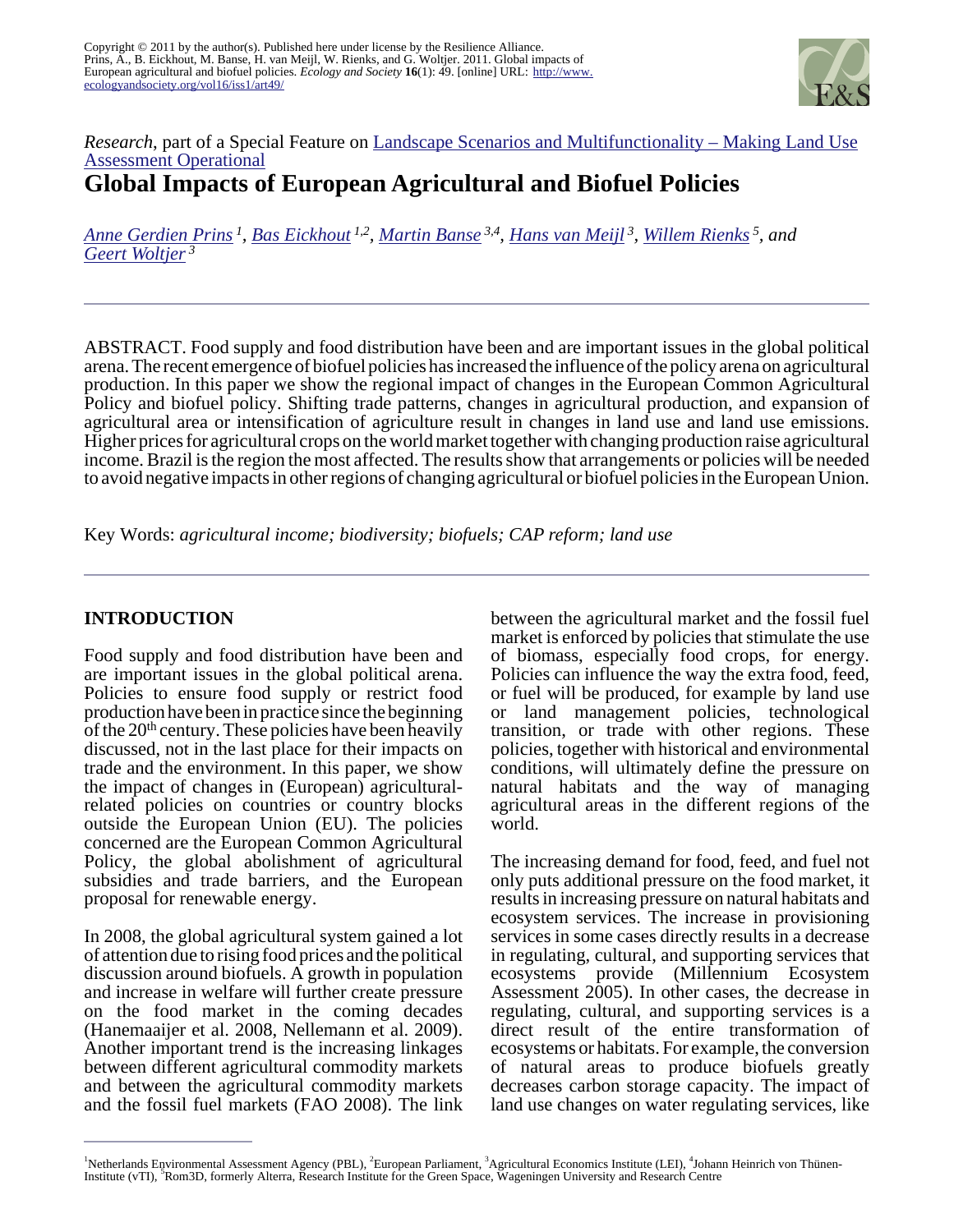Copyright © 2011 by the author(s). Published here under license by the Resilience Alliance.
Prins, A., B. Eickhout, M. Banse, H. van Meijl, W. Rienks, and G. Woltjer. 2011. Global impacts of European agricultural and biofuel policies. *Ecology and Society* **16**(1): 49. [online] URL: http://www.ecologyandsociety.org/vol16/iss1/art49/

*Research*, part of a Special Feature on Landscape Scenarios and Multifunctionality – Making Land Use Assessment Operational

# Global Impacts of European Agricultural and Biofuel Policies

*Anne Gerdien Prins* [1], *Bas Eickhout* [1,2], *Martin Banse* [3,4], *Hans van Meijl* [3], *Willem Rienks* [5], *and Geert Woltjer* [3]

ABSTRACT. Food supply and food distribution have been and are important issues in the global political arena. The recent emergence of biofuel policies has increased the influence of the policy arena on agricultural production. In this paper we show the regional impact of changes in the European Common Agricultural Policy and biofuel policy. Shifting trade patterns, changes in agricultural production, and expansion of agricultural area or intensification of agriculture result in changes in land use and land use emissions. Higher prices for agricultural crops on the world market together with changing production raise agricultural income. Brazil is the region the most affected. The results show that arrangements or policies will be needed to avoid negative impacts in other regions of changing agricultural or biofuel policies in the European Union.

Key Words: *agricultural income; biodiversity; biofuels; CAP reform; land use*

## INTRODUCTION

Food supply and food distribution have been and are important issues in the global political arena. Policies to ensure food supply or restrict food production have been in practice since the beginning of the 20th century. These policies have been heavily discussed, not in the last place for their impacts on trade and the environment. In this paper, we show the impact of changes in (European) agricultural-related policies on countries or country blocks outside the European Union (EU). The policies concerned are the European Common Agricultural Policy, the global abolishment of agricultural subsidies and trade barriers, and the European proposal for renewable energy.

In 2008, the global agricultural system gained a lot of attention due to rising food prices and the political discussion around biofuels. A growth in population and increase in welfare will further create pressure on the food market in the coming decades (Hanemaaijer et al. 2008, Nellemann et al. 2009). Another important trend is the increasing linkages between different agricultural commodity markets and between the agricultural commodity markets and the fossil fuel markets (FAO 2008). The link between the agricultural market and the fossil fuel market is enforced by policies that stimulate the use of biomass, especially food crops, for energy. Policies can influence the way the extra food, feed, or fuel will be produced, for example by land use or land management policies, technological transition, or trade with other regions. These policies, together with historical and environmental conditions, will ultimately define the pressure on natural habitats and the way of managing agricultural areas in the different regions of the world.

The increasing demand for food, feed, and fuel not only puts additional pressure on the food market, it results in increasing pressure on natural habitats and ecosystem services. The increase in provisioning services in some cases directly results in a decrease in regulating, cultural, and supporting services that ecosystems provide (Millennium Ecosystem Assessment 2005). In other cases, the decrease in regulating, cultural, and supporting services is a direct result of the entire transformation of ecosystems or habitats. For example, the conversion of natural areas to produce biofuels greatly decreases carbon storage capacity. The impact of land use changes on water regulating services, like

[1]Netherlands Environmental Assessment Agency (PBL), [2]European Parliament, [3]Agricultural Economics Institute (LEI), [4]Johann Heinrich von Thünen-Institute (vTI), [5]Rom3D, formerly Alterra, Research Institute for the Green Space, Wageningen University and Research Centre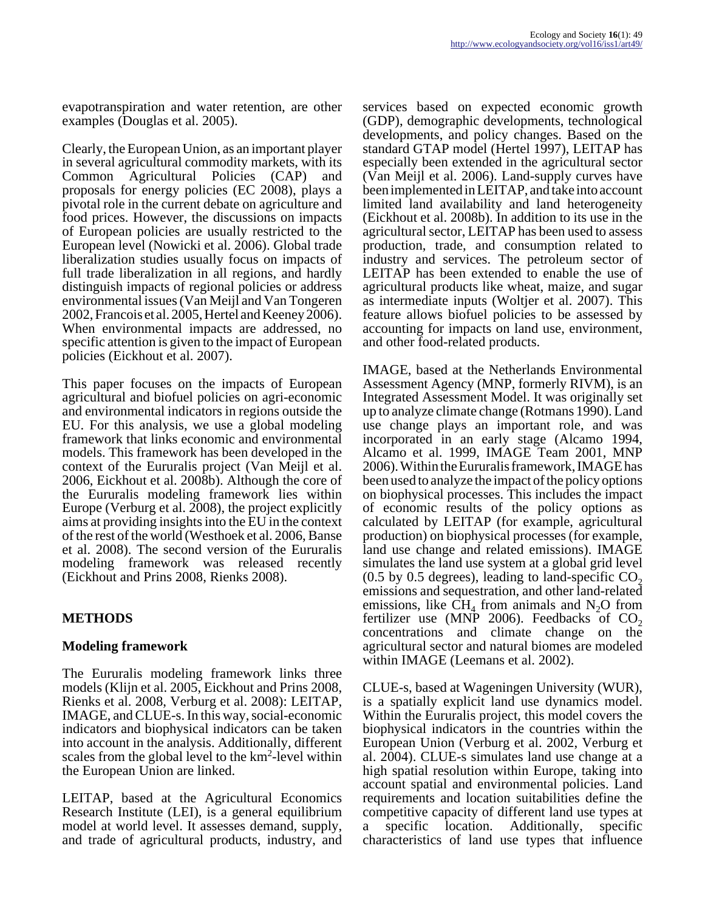evapotranspiration and water retention, are other examples (Douglas et al. 2005).

Clearly, the European Union, as an important player in several agricultural commodity markets, with its Common Agricultural Policies (CAP) and proposals for energy policies (EC 2008), plays a pivotal role in the current debate on agriculture and food prices. However, the discussions on impacts of European policies are usually restricted to the European level (Nowicki et al. 2006). Global trade liberalization studies usually focus on impacts of full trade liberalization in all regions, and hardly distinguish impacts of regional policies or address environmental issues (Van Meijl and Van Tongeren 2002, Francois et al. 2005, Hertel and Keeney 2006). When environmental impacts are addressed, no specific attention is given to the impact of European policies (Eickhout et al. 2007).

This paper focuses on the impacts of European agricultural and biofuel policies on agri-economic and environmental indicators in regions outside the EU. For this analysis, we use a global modeling framework that links economic and environmental models. This framework has been developed in the context of the Eururalis project (Van Meijl et al. 2006, Eickhout et al. 2008b). Although the core of the Eururalis modeling framework lies within Europe (Verburg et al. 2008), the project explicitly aims at providing insights into the EU in the context of the rest of the world (Westhoek et al. 2006, Banse et al. 2008). The second version of the Eururalis modeling framework was released recently (Eickhout and Prins 2008, Rienks 2008).

## METHODS

### Modeling framework

The Eururalis modeling framework links three models (Klijn et al. 2005, Eickhout and Prins 2008, Rienks et al. 2008, Verburg et al. 2008): LEITAP, IMAGE, and CLUE-s. In this way, social-economic indicators and biophysical indicators can be taken into account in the analysis. Additionally, different scales from the global level to the $km^2$-level within the European Union are linked.

LEITAP, based at the Agricultural Economics Research Institute (LEI), is a general equilibrium model at world level. It assesses demand, supply, and trade of agricultural products, industry, and services based on expected economic growth (GDP), demographic developments, technological developments, and policy changes. Based on the standard GTAP model (Hertel 1997), LEITAP has especially been extended in the agricultural sector (Van Meijl et al. 2006). Land-supply curves have been implemented in LEITAP, and take into account limited land availability and land heterogeneity (Eickhout et al. 2008b). In addition to its use in the agricultural sector, LEITAP has been used to assess production, trade, and consumption related to industry and services. The petroleum sector of LEITAP has been extended to enable the use of agricultural products like wheat, maize, and sugar as intermediate inputs (Woltjer et al. 2007). This feature allows biofuel policies to be assessed by accounting for impacts on land use, environment, and other food-related products.

IMAGE, based at the Netherlands Environmental Assessment Agency (MNP, formerly RIVM), is an Integrated Assessment Model. It was originally set up to analyze climate change (Rotmans 1990). Land use change plays an important role, and was incorporated in an early stage (Alcamo 1994, Alcamo et al. 1999, IMAGE Team 2001, MNP 2006). Within the Eururalis framework, IMAGE has been used to analyze the impact of the policy options on biophysical processes. This includes the impact of economic results of the policy options as calculated by LEITAP (for example, agricultural production) on biophysical processes (for example, land use change and related emissions). IMAGE simulates the land use system at a global grid level (0.5 by 0.5 degrees), leading to land-specific $CO_2$ emissions and sequestration, and other land-related emissions, like $CH_4$ from animals and $N_2O$ from fertilizer use (MNP 2006). Feedbacks of $CO_2$ concentrations and climate change on the agricultural sector and natural biomes are modeled within IMAGE (Leemans et al. 2002).

CLUE-s, based at Wageningen University (WUR), is a spatially explicit land use dynamics model. Within the Eururalis project, this model covers the biophysical indicators in the countries within the European Union (Verburg et al. 2002, Verburg et al. 2004). CLUE-s simulates land use change at a high spatial resolution within Europe, taking into account spatial and environmental policies. Land requirements and location suitabilities define the competitive capacity of different land use types at a specific location. Additionally, specific characteristics of land use types that influence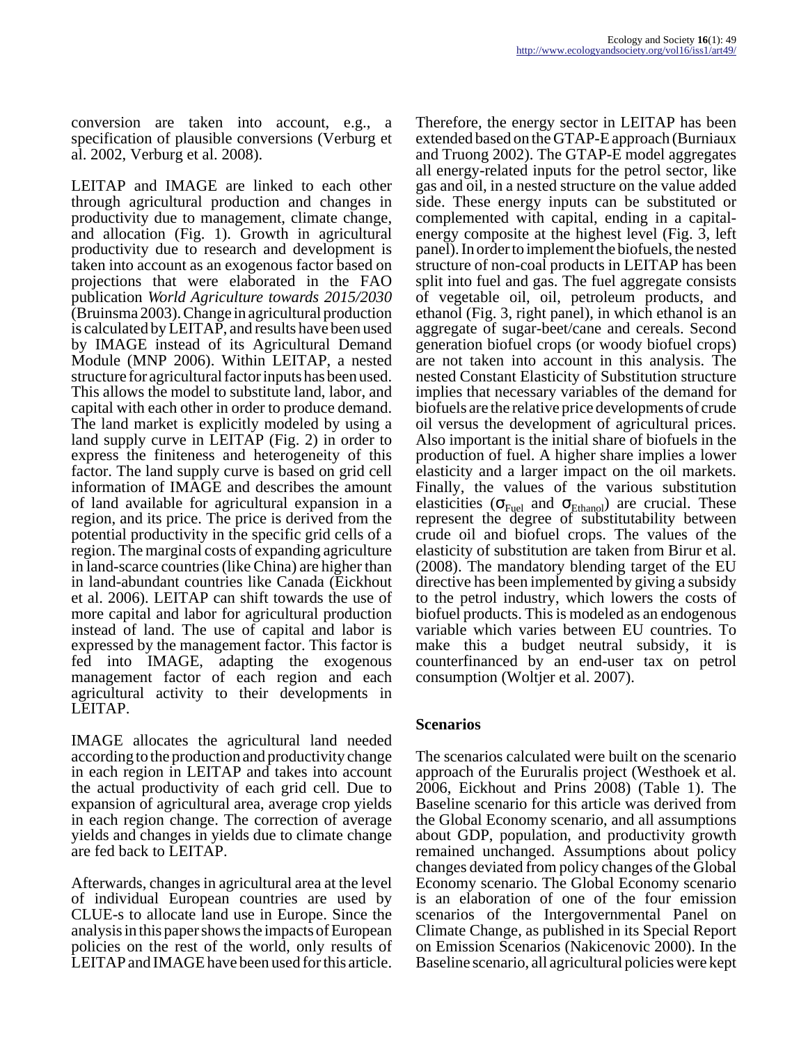conversion are taken into account, e.g., a specification of plausible conversions (Verburg et al. 2002, Verburg et al. 2008).

LEITAP and IMAGE are linked to each other through agricultural production and changes in productivity due to management, climate change, and allocation (Fig. 1). Growth in agricultural productivity due to research and development is taken into account as an exogenous factor based on projections that were elaborated in the FAO publication *World Agriculture towards 2015/2030* (Bruinsma 2003). Change in agricultural production is calculated by LEITAP, and results have been used by IMAGE instead of its Agricultural Demand Module (MNP 2006). Within LEITAP, a nested structure for agricultural factor inputs has been used. This allows the model to substitute land, labor, and capital with each other in order to produce demand. The land market is explicitly modeled by using a land supply curve in LEITAP (Fig. 2) in order to express the finiteness and heterogeneity of this factor. The land supply curve is based on grid cell information of IMAGE and describes the amount of land available for agricultural expansion in a region, and its price. The price is derived from the potential productivity in the specific grid cells of a region. The marginal costs of expanding agriculture in land-scarce countries (like China) are higher than in land-abundant countries like Canada (Eickhout et al. 2006). LEITAP can shift towards the use of more capital and labor for agricultural production instead of land. The use of capital and labor is expressed by the management factor. This factor is fed into IMAGE, adapting the exogenous management factor of each region and each agricultural activity to their developments in LEITAP.

IMAGE allocates the agricultural land needed according to the production and productivity change in each region in LEITAP and takes into account the actual productivity of each grid cell. Due to expansion of agricultural area, average crop yields in each region change. The correction of average yields and changes in yields due to climate change are fed back to LEITAP.

Afterwards, changes in agricultural area at the level of individual European countries are used by CLUE-s to allocate land use in Europe. Since the analysis in this paper shows the impacts of European policies on the rest of the world, only results of LEITAP and IMAGE have been used for this article.

Therefore, the energy sector in LEITAP has been extended based on the GTAP-E approach (Burniaux and Truong 2002). The GTAP-E model aggregates all energy-related inputs for the petrol sector, like gas and oil, in a nested structure on the value added side. These energy inputs can be substituted or complemented with capital, ending in a capital-energy composite at the highest level (Fig. 3, left panel). In order to implement the biofuels, the nested structure of non-coal products in LEITAP has been split into fuel and gas. The fuel aggregate consists of vegetable oil, oil, petroleum products, and ethanol (Fig. 3, right panel), in which ethanol is an aggregate of sugar-beet/cane and cereals. Second generation biofuel crops (or woody biofuel crops) are not taken into account in this analysis. The nested Constant Elasticity of Substitution structure implies that necessary variables of the demand for biofuels are the relative price developments of crude oil versus the development of agricultural prices. Also important is the initial share of biofuels in the production of fuel. A higher share implies a lower elasticity and a larger impact on the oil markets. Finally, the values of the various substitution elasticities ($\sigma_{Fuel}$ and $\sigma_{Ethanol}$) are crucial. These represent the degree of substitutability between crude oil and biofuel crops. The values of the elasticity of substitution are taken from Birur et al. (2008). The mandatory blending target of the EU directive has been implemented by giving a subsidy to the petrol industry, which lowers the costs of biofuel products. This is modeled as an endogenous variable which varies between EU countries. To make this a budget neutral subsidy, it is counterfinanced by an end-user tax on petrol consumption (Woltjer et al. 2007).

## Scenarios

The scenarios calculated were built on the scenario approach of the Eururalis project (Westhoek et al. 2006, Eickhout and Prins 2008) (Table 1). The Baseline scenario for this article was derived from the Global Economy scenario, and all assumptions about GDP, population, and productivity growth remained unchanged. Assumptions about policy changes deviated from policy changes of the Global Economy scenario. The Global Economy scenario is an elaboration of one of the four emission scenarios of the Intergovernmental Panel on Climate Change, as published in its Special Report on Emission Scenarios (Nakicenovic 2000). In the Baseline scenario, all agricultural policies were kept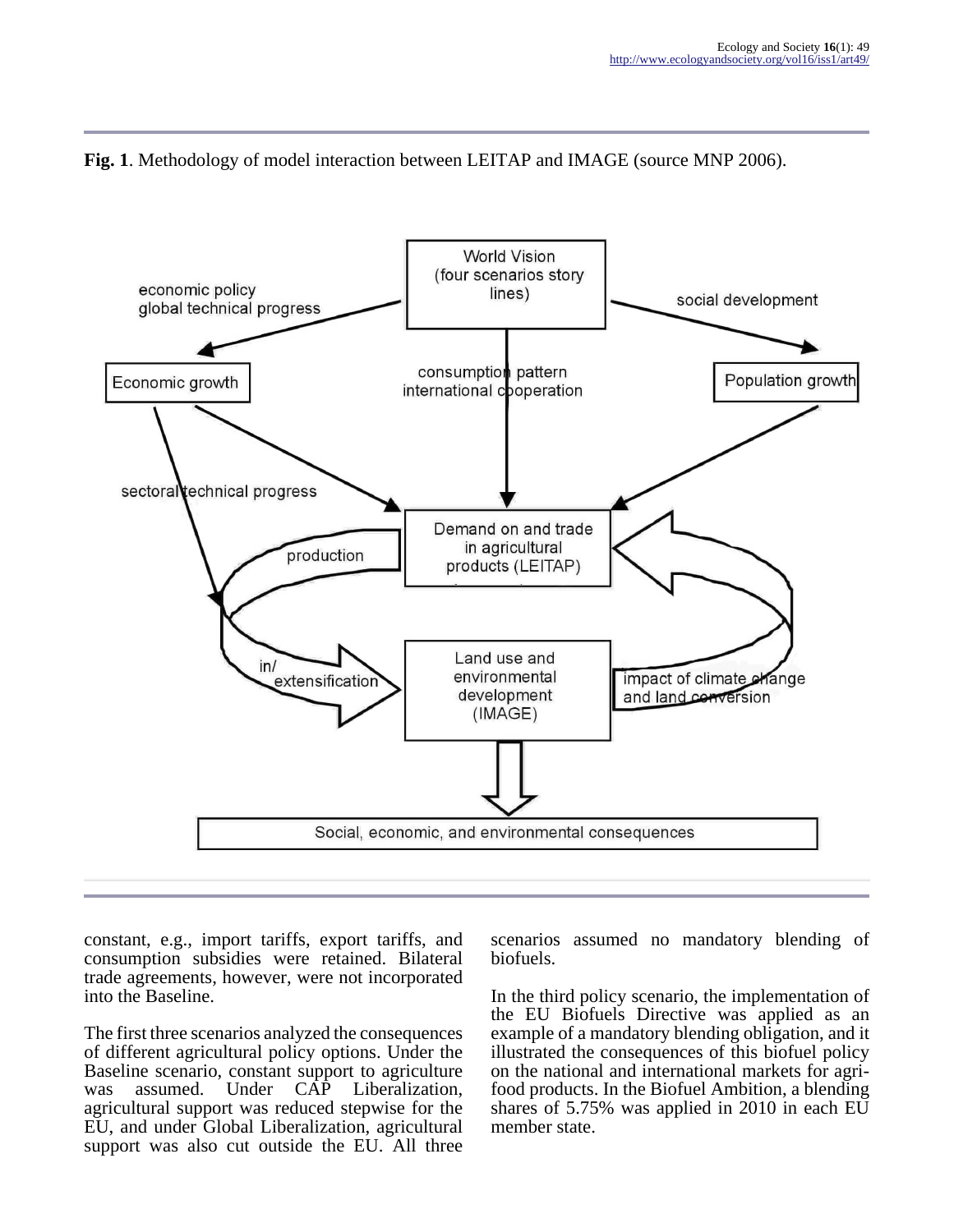**Fig. 1**. Methodology of model interaction between LEITAP and IMAGE (source MNP 2006).

constant, e.g., import tariffs, export tariffs, and consumption subsidies were retained. Bilateral trade agreements, however, were not incorporated into the Baseline.

The first three scenarios analyzed the consequences of different agricultural policy options. Under the Baseline scenario, constant support to agriculture was assumed. Under CAP Liberalization, agricultural support was reduced stepwise for the EU, and under Global Liberalization, agricultural support was also cut outside the EU. All three scenarios assumed no mandatory blending of biofuels.

In the third policy scenario, the implementation of the EU Biofuels Directive was applied as an example of a mandatory blending obligation, and it illustrated the consequences of this biofuel policy on the national and international markets for agri-food products. In the Biofuel Ambition, a blending shares of 5.75% was applied in 2010 in each EU member state.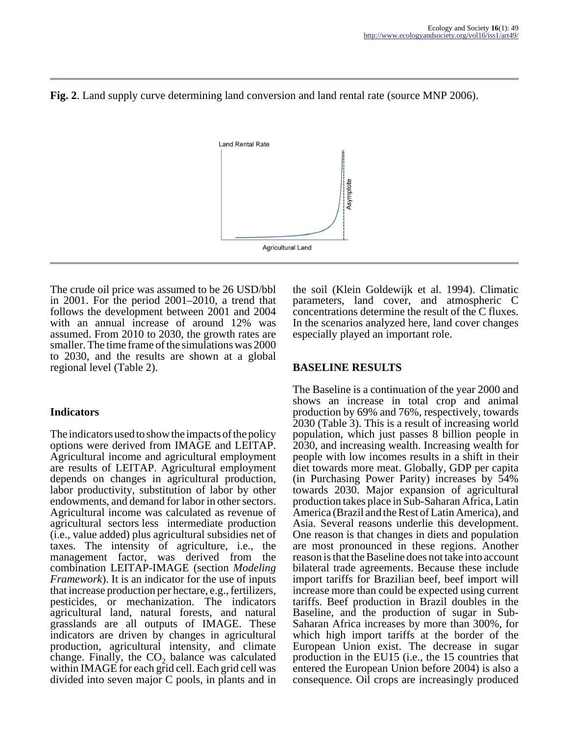**Fig. 2**. Land supply curve determining land conversion and land rental rate (source MNP 2006).

The crude oil price was assumed to be 26 USD/bbl in 2001. For the period 2001–2010, a trend that follows the development between 2001 and 2004 with an annual increase of around 12% was assumed. From 2010 to 2030, the growth rates are smaller. The time frame of the simulations was 2000 to 2030, and the results are shown at a global regional level (Table 2).

## Indicators

The indicators used to show the impacts of the policy options were derived from IMAGE and LEITAP. Agricultural income and agricultural employment are results of LEITAP. Agricultural employment depends on changes in agricultural production, labor productivity, substitution of labor by other endowments, and demand for labor in other sectors. Agricultural income was calculated as revenue of agricultural sectors less intermediate production (i.e., value added) plus agricultural subsidies net of taxes. The intensity of agriculture, i.e., the management factor, was derived from the combination LEITAP-IMAGE (section *Modeling Framework*). It is an indicator for the use of inputs that increase production per hectare, e.g., fertilizers, pesticides, or mechanization. The indicators agricultural land, natural forests, and natural grasslands are all outputs of IMAGE. These indicators are driven by changes in agricultural production, agricultural intensity, and climate change. Finally, the $CO_2$ balance was calculated within IMAGE for each grid cell. Each grid cell was divided into seven major C pools, in plants and in the soil (Klein Goldewijk et al. 1994). Climatic parameters, land cover, and atmospheric C concentrations determine the result of the C fluxes. In the scenarios analyzed here, land cover changes especially played an important role.

## BASELINE RESULTS

The Baseline is a continuation of the year 2000 and shows an increase in total crop and animal production by 69% and 76%, respectively, towards 2030 (Table 3). This is a result of increasing world population, which just passes 8 billion people in 2030, and increasing wealth. Increasing wealth for people with low incomes results in a shift in their diet towards more meat. Globally, GDP per capita (in Purchasing Power Parity) increases by 54% towards 2030. Major expansion of agricultural production takes place in Sub-Saharan Africa, Latin America (Brazil and the Rest of Latin America), and Asia. Several reasons underlie this development. One reason is that changes in diets and population are most pronounced in these regions. Another reason is that the Baseline does not take into account bilateral trade agreements. Because these include import tariffs for Brazilian beef, beef import will increase more than could be expected using current tariffs. Beef production in Brazil doubles in the Baseline, and the production of sugar in Sub-Saharan Africa increases by more than 300%, for which high import tariffs at the border of the European Union exist. The decrease in sugar production in the EU15 (i.e., the 15 countries that entered the European Union before 2004) is also a consequence. Oil crops are increasingly produced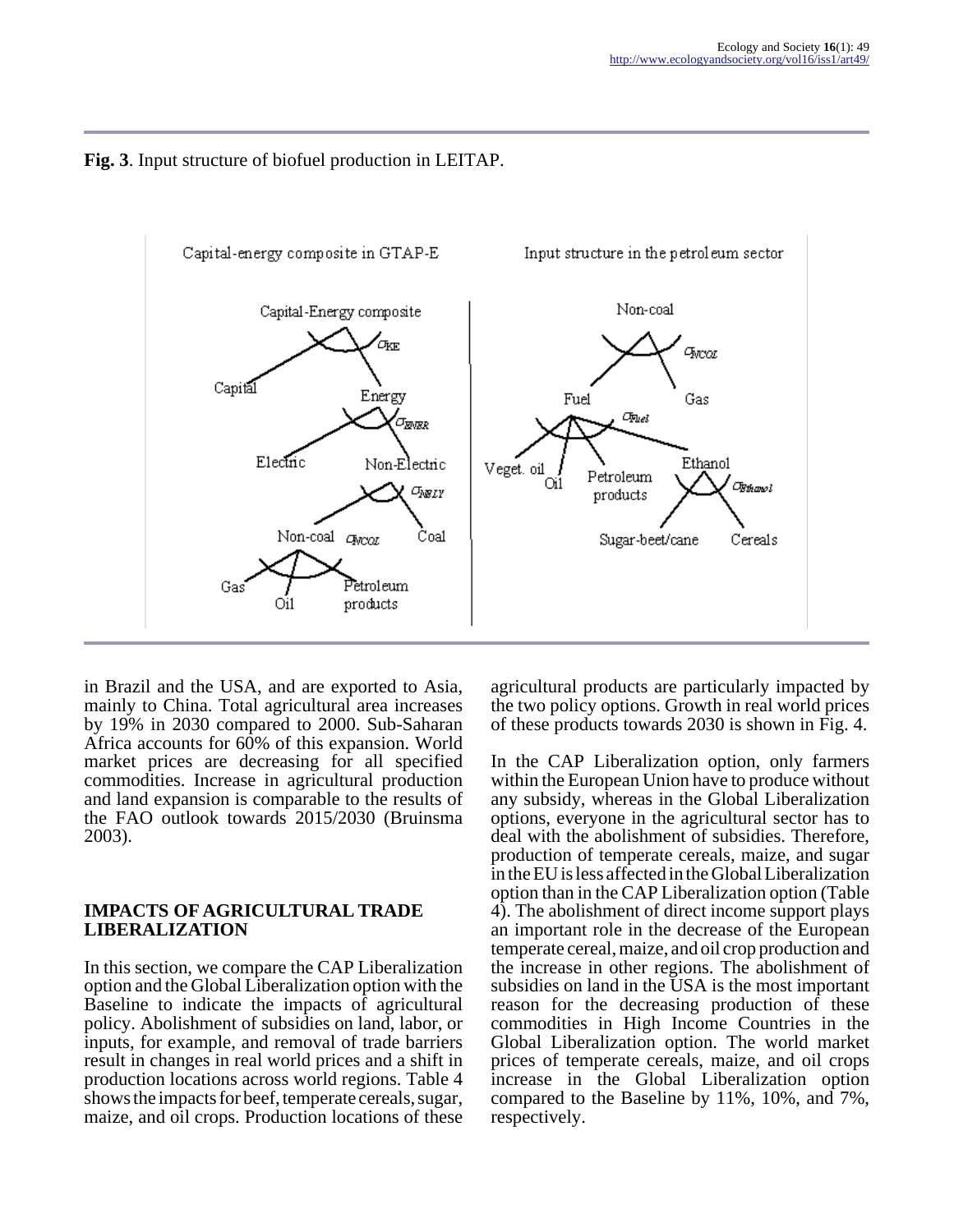**Fig. 3**. Input structure of biofuel production in LEITAP.

in Brazil and the USA, and are exported to Asia, mainly to China. Total agricultural area increases by 19% in 2030 compared to 2000. Sub-Saharan Africa accounts for 60% of this expansion. World market prices are decreasing for all specified commodities. Increase in agricultural production and land expansion is comparable to the results of the FAO outlook towards 2015/2030 (Bruinsma 2003).

## IMPACTS OF AGRICULTURAL TRADE LIBERALIZATION

In this section, we compare the CAP Liberalization option and the Global Liberalization option with the Baseline to indicate the impacts of agricultural policy. Abolishment of subsidies on land, labor, or inputs, for example, and removal of trade barriers result in changes in real world prices and a shift in production locations across world regions. Table 4 shows the impacts for beef, temperate cereals, sugar, maize, and oil crops. Production locations of these agricultural products are particularly impacted by the two policy options. Growth in real world prices of these products towards 2030 is shown in Fig. 4.

In the CAP Liberalization option, only farmers within the European Union have to produce without any subsidy, whereas in the Global Liberalization options, everyone in the agricultural sector has to deal with the abolishment of subsidies. Therefore, production of temperate cereals, maize, and sugar in the EU is less affected in the Global Liberalization option than in the CAP Liberalization option (Table 4). The abolishment of direct income support plays an important role in the decrease of the European temperate cereal, maize, and oil crop production and the increase in other regions. The abolishment of subsidies on land in the USA is the most important reason for the decreasing production of these commodities in High Income Countries in the Global Liberalization option. The world market prices of temperate cereals, maize, and oil crops increase in the Global Liberalization option compared to the Baseline by 11%, 10%, and 7%, respectively.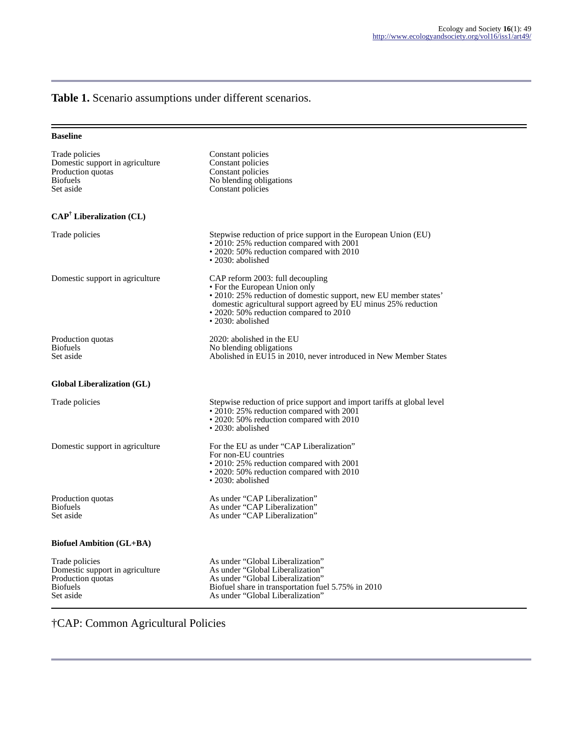**Table 1.** Scenario assumptions under different scenarios.

| | |
|---|---|
| **Baseline** | |
| Trade policies | Constant policies |
| Domestic support in agriculture | Constant policies |
| Production quotas | Constant policies |
| Biofuels | No blending obligations |
| Set aside | Constant policies |
| **CAP† Liberalization (CL)** | |
| Trade policies | Stepwise reduction of price support in the European Union (EU)<br>• 2010: 25% reduction compared with 2001<br>• 2020: 50% reduction compared with 2010<br>• 2030: abolished |
| Domestic support in agriculture | CAP reform 2003: full decoupling<br>• For the European Union only<br>• 2010: 25% reduction of domestic support, new EU member states' domestic agricultural support agreed by EU minus 25% reduction<br>• 2020: 50% reduction compared to 2010<br>• 2030: abolished |
| Production quotas | 2020: abolished in the EU |
| Biofuels | No blending obligations |
| Set aside | Abolished in EU15 in 2010, never introduced in New Member States |
| **Global Liberalization (GL)** | |
| Trade policies | Stepwise reduction of price support and import tariffs at global level<br>• 2010: 25% reduction compared with 2001<br>• 2020: 50% reduction compared with 2010<br>• 2030: abolished |
| Domestic support in agriculture | For the EU as under "CAP Liberalization"<br>For non-EU countries<br>• 2010: 25% reduction compared with 2001<br>• 2020: 50% reduction compared with 2010<br>• 2030: abolished |
| Production quotas | As under "CAP Liberalization" |
| Biofuels | As under "CAP Liberalization" |
| Set aside | As under "CAP Liberalization" |
| **Biofuel Ambition (GL+BA)** | |
| Trade policies | As under "Global Liberalization" |
| Domestic support in agriculture | As under "Global Liberalization" |
| Production quotas | As under "Global Liberalization" |
| Biofuels | Biofuel share in transportation fuel 5.75% in 2010 |
| Set aside | As under "Global Liberalization" |

†CAP: Common Agricultural Policies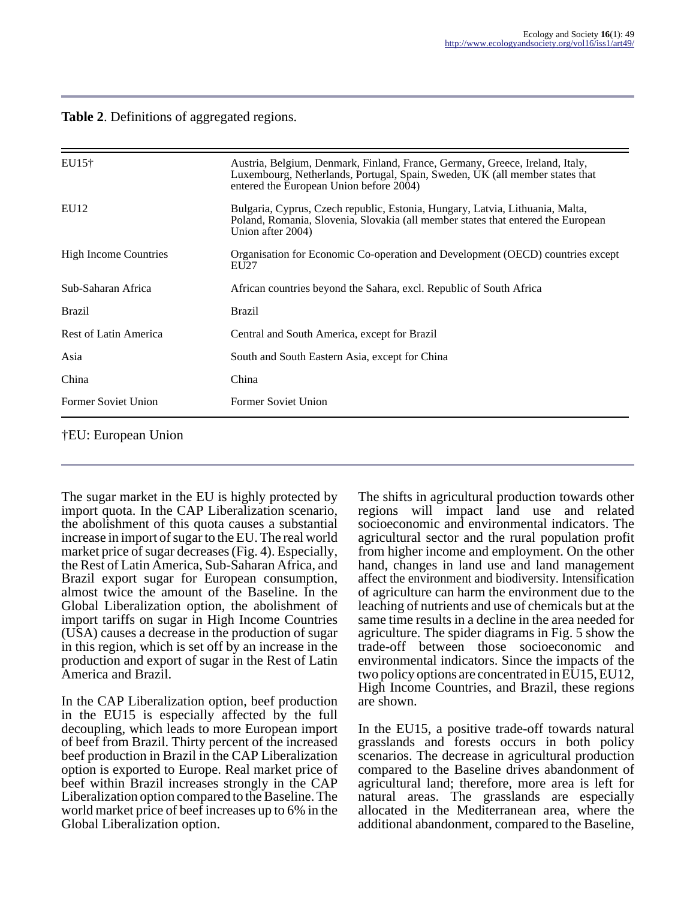**Table 2**. Definitions of aggregated regions.

| | |
|---|---|
| EU15† | Austria, Belgium, Denmark, Finland, France, Germany, Greece, Ireland, Italy, Luxembourg, Netherlands, Portugal, Spain, Sweden, UK (all member states that entered the European Union before 2004) |
| EU12 | Bulgaria, Cyprus, Czech republic, Estonia, Hungary, Latvia, Lithuania, Malta, Poland, Romania, Slovenia, Slovakia (all member states that entered the European Union after 2004) |
| High Income Countries | Organisation for Economic Co-operation and Development (OECD) countries except EU27 |
| Sub-Saharan Africa | African countries beyond the Sahara, excl. Republic of South Africa |
| Brazil | Brazil |
| Rest of Latin America | Central and South America, except for Brazil |
| Asia | South and South Eastern Asia, except for China |
| China | China |
| Former Soviet Union | Former Soviet Union |

†EU: European Union

The sugar market in the EU is highly protected by import quota. In the CAP Liberalization scenario, the abolishment of this quota causes a substantial increase in import of sugar to the EU. The real world market price of sugar decreases (Fig. 4). Especially, the Rest of Latin America, Sub-Saharan Africa, and Brazil export sugar for European consumption, almost twice the amount of the Baseline. In the Global Liberalization option, the abolishment of import tariffs on sugar in High Income Countries (USA) causes a decrease in the production of sugar in this region, which is set off by an increase in the production and export of sugar in the Rest of Latin America and Brazil.

In the CAP Liberalization option, beef production in the EU15 is especially affected by the full decoupling, which leads to more European import of beef from Brazil. Thirty percent of the increased beef production in Brazil in the CAP Liberalization option is exported to Europe. Real market price of beef within Brazil increases strongly in the CAP Liberalization option compared to the Baseline. The world market price of beef increases up to 6% in the Global Liberalization option.

The shifts in agricultural production towards other regions will impact land use and related socioeconomic and environmental indicators. The agricultural sector and the rural population profit from higher income and employment. On the other hand, changes in land use and land management affect the environment and biodiversity. Intensification of agriculture can harm the environment due to the leaching of nutrients and use of chemicals but at the same time results in a decline in the area needed for agriculture. The spider diagrams in Fig. 5 show the trade-off between those socioeconomic and environmental indicators. Since the impacts of the two policy options are concentrated in EU15, EU12, High Income Countries, and Brazil, these regions are shown.

In the EU15, a positive trade-off towards natural grasslands and forests occurs in both policy scenarios. The decrease in agricultural production compared to the Baseline drives abandonment of agricultural land; therefore, more area is left for natural areas. The grasslands are especially allocated in the Mediterranean area, where the additional abandonment, compared to the Baseline,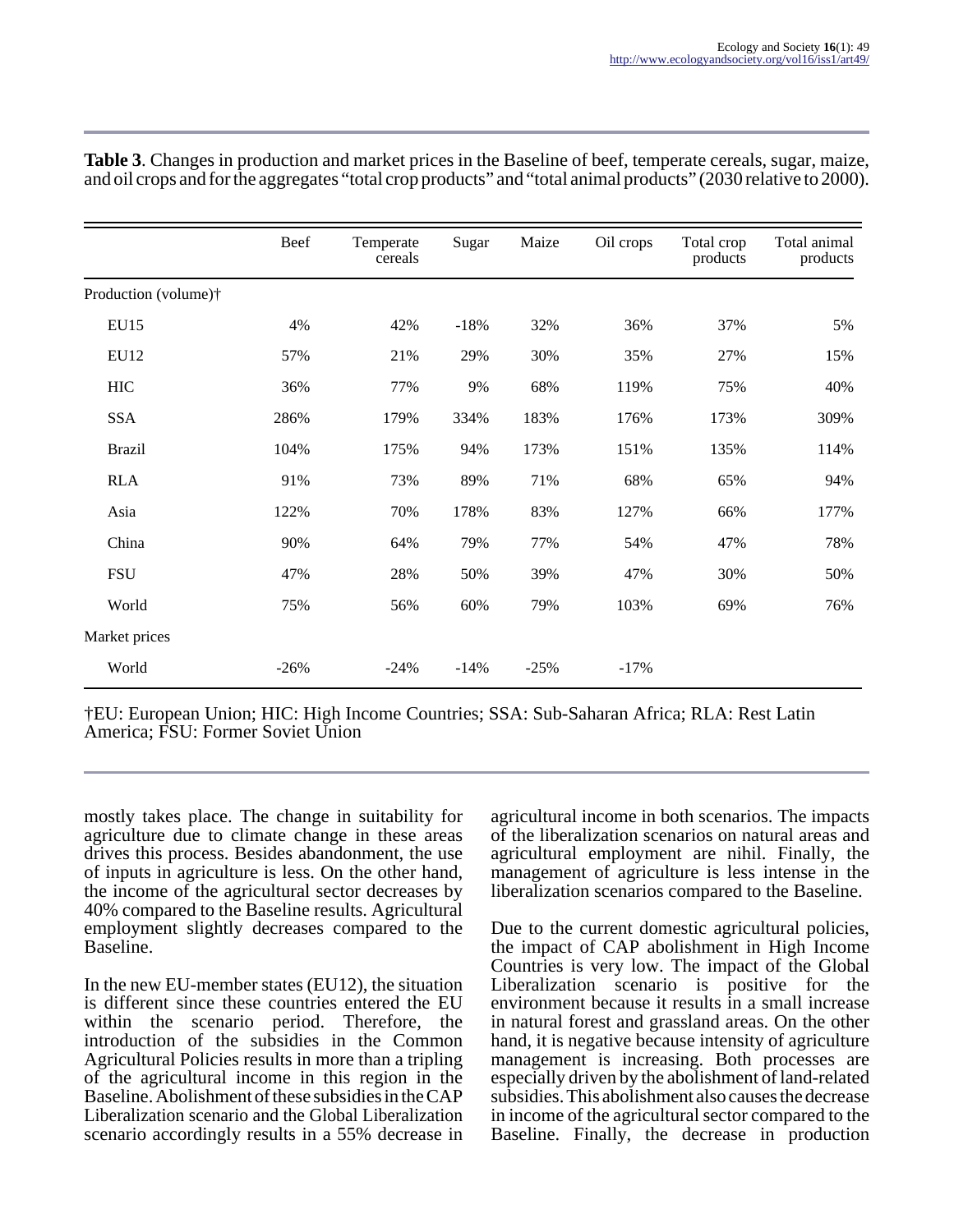**Table 3**. Changes in production and market prices in the Baseline of beef, temperate cereals, sugar, maize, and oil crops and for the aggregates "total crop products" and "total animal products" (2030 relative to 2000).

| | Beef | Temperate cereals | Sugar | Maize | Oil crops | Total crop products | Total animal products |
|---|---|---|---|---|---|---|---|
| Production (volume)† | | | | | | | |
| EU15 | 4% | 42% | -18% | 32% | 36% | 37% | 5% |
| EU12 | 57% | 21% | 29% | 30% | 35% | 27% | 15% |
| HIC | 36% | 77% | 9% | 68% | 119% | 75% | 40% |
| SSA | 286% | 179% | 334% | 183% | 176% | 173% | 309% |
| Brazil | 104% | 175% | 94% | 173% | 151% | 135% | 114% |
| RLA | 91% | 73% | 89% | 71% | 68% | 65% | 94% |
| Asia | 122% | 70% | 178% | 83% | 127% | 66% | 177% |
| China | 90% | 64% | 79% | 77% | 54% | 47% | 78% |
| FSU | 47% | 28% | 50% | 39% | 47% | 30% | 50% |
| World | 75% | 56% | 60% | 79% | 103% | 69% | 76% |
| Market prices | | | | | | | |
| World | -26% | -24% | -14% | -25% | -17% | | |

†EU: European Union; HIC: High Income Countries; SSA: Sub-Saharan Africa; RLA: Rest Latin America; FSU: Former Soviet Union

mostly takes place. The change in suitability for agriculture due to climate change in these areas drives this process. Besides abandonment, the use of inputs in agriculture is less. On the other hand, the income of the agricultural sector decreases by 40% compared to the Baseline results. Agricultural employment slightly decreases compared to the Baseline.

In the new EU-member states (EU12), the situation is different since these countries entered the EU within the scenario period. Therefore, the introduction of the subsidies in the Common Agricultural Policies results in more than a tripling of the agricultural income in this region in the Baseline. Abolishment of these subsidies in the CAP Liberalization scenario and the Global Liberalization scenario accordingly results in a 55% decrease in agricultural income in both scenarios. The impacts of the liberalization scenarios on natural areas and agricultural employment are nihil. Finally, the management of agriculture is less intense in the liberalization scenarios compared to the Baseline.

Due to the current domestic agricultural policies, the impact of CAP abolishment in High Income Countries is very low. The impact of the Global Liberalization scenario is positive for the environment because it results in a small increase in natural forest and grassland areas. On the other hand, it is negative because intensity of agriculture management is increasing. Both processes are especially driven by the abolishment of land-related subsidies. This abolishment also causes the decrease in income of the agricultural sector compared to the Baseline. Finally, the decrease in production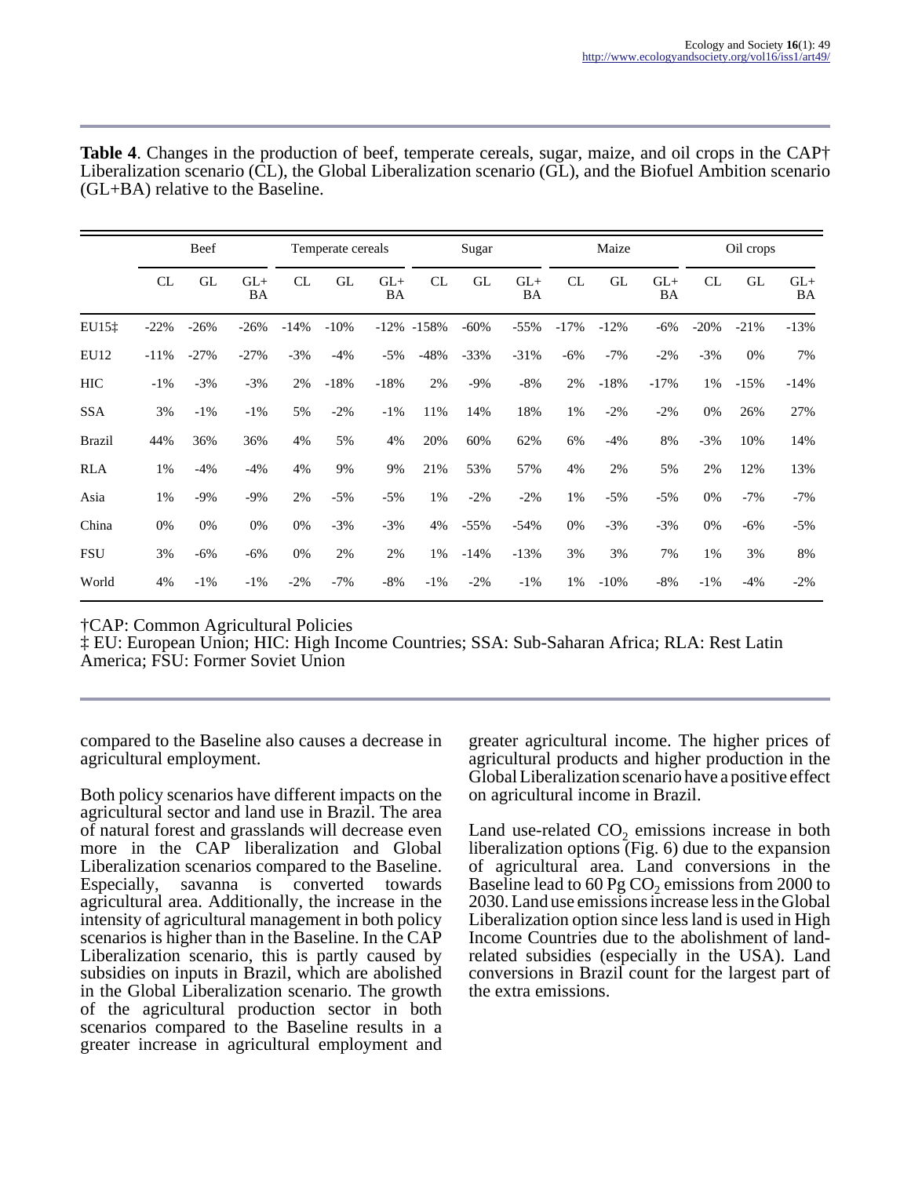**Table 4**. Changes in the production of beef, temperate cereals, sugar, maize, and oil crops in the CAP† Liberalization scenario (CL), the Global Liberalization scenario (GL), and the Biofuel Ambition scenario (GL+BA) relative to the Baseline.

| | Beef | | | Temperate cereals | | | Sugar | | | Maize | | | Oil crops | | |
|---|---|---|---|---|---|---|---|---|---|---|---|---|---|---|---|
| | CL | GL | GL+ BA | CL | GL | GL+ BA | CL | GL | GL+ BA | CL | GL | GL+ BA | CL | GL | GL+ BA |
| EU15‡ | -22% | -26% | -26% | -14% | -10% | -12% | -158% | -60% | -55% | -17% | -12% | -6% | -20% | -21% | -13% |
| EU12 | -11% | -27% | -27% | -3% | -4% | -5% | -48% | -33% | -31% | -6% | -7% | -2% | -3% | 0% | 7% |
| HIC | -1% | -3% | -3% | 2% | -18% | -18% | 2% | -9% | -8% | 2% | -18% | -17% | 1% | -15% | -14% |
| SSA | 3% | -1% | -1% | 5% | -2% | -1% | 11% | 14% | 18% | 1% | -2% | -2% | 0% | 26% | 27% |
| Brazil | 44% | 36% | 36% | 4% | 5% | 4% | 20% | 60% | 62% | 6% | -4% | 8% | -3% | 10% | 14% |
| RLA | 1% | -4% | -4% | 4% | 9% | 9% | 21% | 53% | 57% | 4% | 2% | 5% | 2% | 12% | 13% |
| Asia | 1% | -9% | -9% | 2% | -5% | -5% | 1% | -2% | -2% | 1% | -5% | -5% | 0% | -7% | -7% |
| China | 0% | 0% | 0% | 0% | -3% | -3% | 4% | -55% | -54% | 0% | -3% | -3% | 0% | -6% | -5% |
| FSU | 3% | -6% | -6% | 0% | 2% | 2% | 1% | -14% | -13% | 3% | 3% | 7% | 1% | 3% | 8% |
| World | 4% | -1% | -1% | -2% | -7% | -8% | -1% | -2% | -1% | 1% | -10% | -8% | -1% | -4% | -2% |

†CAP: Common Agricultural Policies
‡ EU: European Union; HIC: High Income Countries; SSA: Sub-Saharan Africa; RLA: Rest Latin America; FSU: Former Soviet Union

compared to the Baseline also causes a decrease in agricultural employment.

Both policy scenarios have different impacts on the agricultural sector and land use in Brazil. The area of natural forest and grasslands will decrease even more in the CAP liberalization and Global Liberalization scenarios compared to the Baseline. Especially, savanna is converted towards agricultural area. Additionally, the increase in the intensity of agricultural management in both policy scenarios is higher than in the Baseline. In the CAP Liberalization scenario, this is partly caused by subsidies on inputs in Brazil, which are abolished in the Global Liberalization scenario. The growth of the agricultural production sector in both scenarios compared to the Baseline results in a greater increase in agricultural employment and greater agricultural income. The higher prices of agricultural products and higher production in the Global Liberalization scenario have a positive effect on agricultural income in Brazil.

Land use-related $CO_2$ emissions increase in both liberalization options (Fig. 6) due to the expansion of agricultural area. Land conversions in the Baseline lead to 60 Pg $CO_2$ emissions from 2000 to 2030. Land use emissions increase less in the Global Liberalization option since less land is used in High Income Countries due to the abolishment of land-related subsidies (especially in the USA). Land conversions in Brazil count for the largest part of the extra emissions.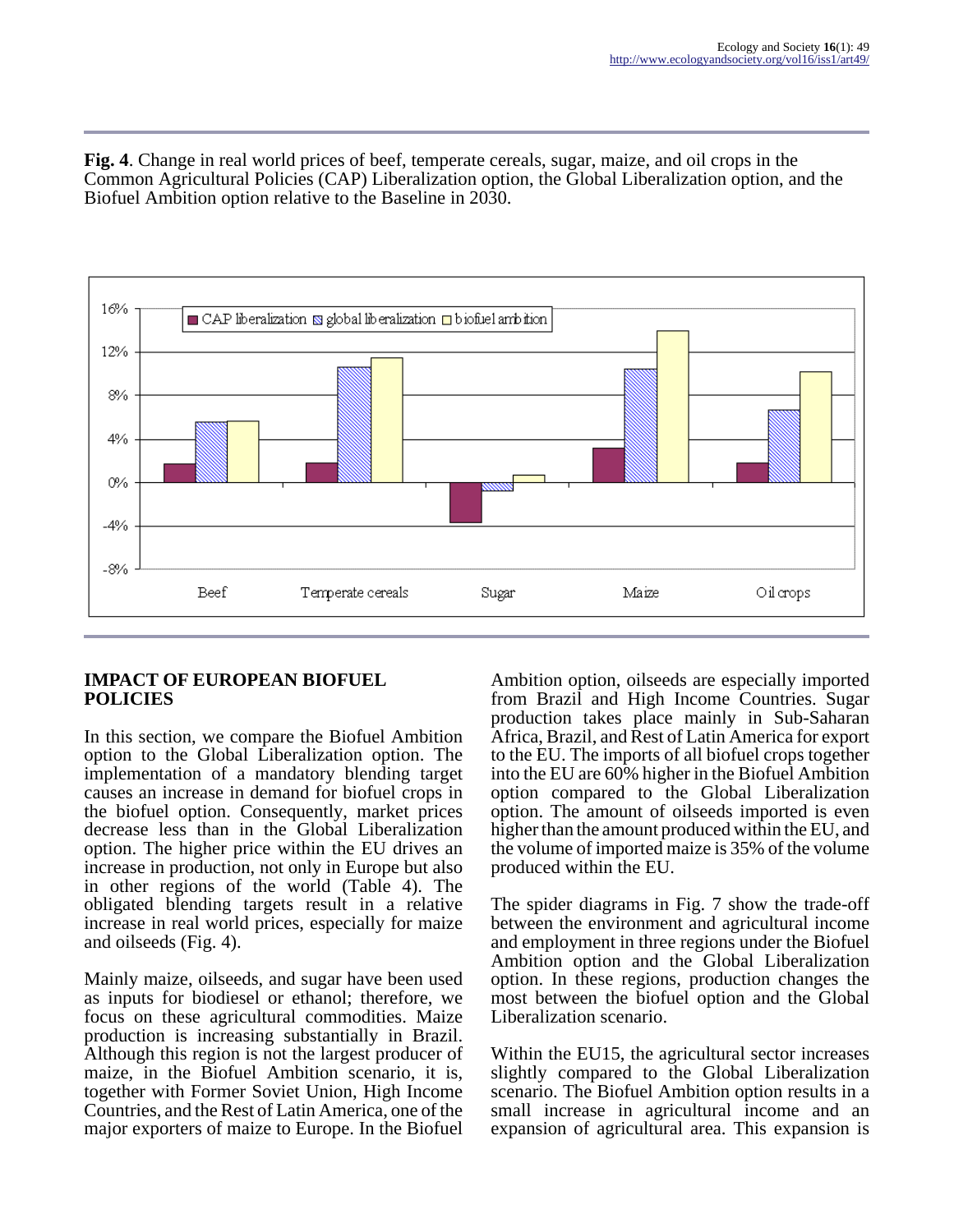**Fig. 4**. Change in real world prices of beef, temperate cereals, sugar, maize, and oil crops in the Common Agricultural Policies (CAP) Liberalization option, the Global Liberalization option, and the Biofuel Ambition option relative to the Baseline in 2030.

## IMPACT OF EUROPEAN BIOFUEL POLICIES

In this section, we compare the Biofuel Ambition option to the Global Liberalization option. The implementation of a mandatory blending target causes an increase in demand for biofuel crops in the biofuel option. Consequently, market prices decrease less than in the Global Liberalization option. The higher price within the EU drives an increase in production, not only in Europe but also in other regions of the world (Table 4). The obligated blending targets result in a relative increase in real world prices, especially for maize and oilseeds (Fig. 4).

Mainly maize, oilseeds, and sugar have been used as inputs for biodiesel or ethanol; therefore, we focus on these agricultural commodities. Maize production is increasing substantially in Brazil. Although this region is not the largest producer of maize, in the Biofuel Ambition scenario, it is, together with Former Soviet Union, High Income Countries, and the Rest of Latin America, one of the major exporters of maize to Europe. In the Biofuel Ambition option, oilseeds are especially imported from Brazil and High Income Countries. Sugar production takes place mainly in Sub-Saharan Africa, Brazil, and Rest of Latin America for export to the EU. The imports of all biofuel crops together into the EU are 60% higher in the Biofuel Ambition option compared to the Global Liberalization option. The amount of oilseeds imported is even higher than the amount produced within the EU, and the volume of imported maize is 35% of the volume produced within the EU.

The spider diagrams in Fig. 7 show the trade-off between the environment and agricultural income and employment in three regions under the Biofuel Ambition option and the Global Liberalization option. In these regions, production changes the most between the biofuel option and the Global Liberalization scenario.

Within the EU15, the agricultural sector increases slightly compared to the Global Liberalization scenario. The Biofuel Ambition option results in a small increase in agricultural income and an expansion of agricultural area. This expansion is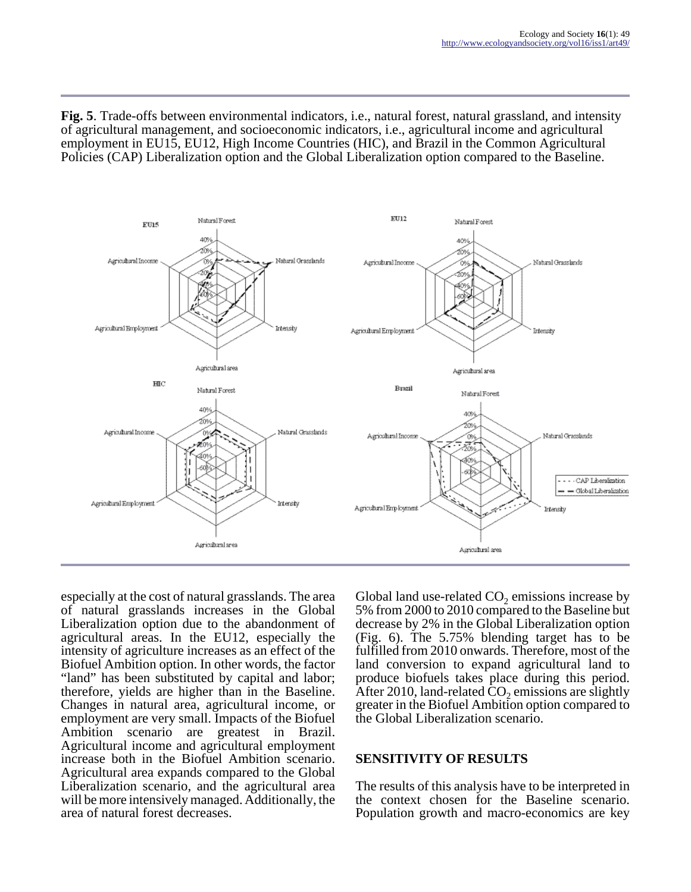**Fig. 5**. Trade-offs between environmental indicators, i.e., natural forest, natural grassland, and intensity of agricultural management, and socioeconomic indicators, i.e., agricultural income and agricultural employment in EU15, EU12, High Income Countries (HIC), and Brazil in the Common Agricultural Policies (CAP) Liberalization option and the Global Liberalization option compared to the Baseline.

especially at the cost of natural grasslands. The area of natural grasslands increases in the Global Liberalization option due to the abandonment of agricultural areas. In the EU12, especially the intensity of agriculture increases as an effect of the Biofuel Ambition option. In other words, the factor "land" has been substituted by capital and labor; therefore, yields are higher than in the Baseline. Changes in natural area, agricultural income, or employment are very small. Impacts of the Biofuel Ambition scenario are greatest in Brazil. Agricultural income and agricultural employment increase both in the Biofuel Ambition scenario. Agricultural area expands compared to the Global Liberalization scenario, and the agricultural area will be more intensively managed. Additionally, the area of natural forest decreases.

Global land use-related $CO_2$ emissions increase by 5% from 2000 to 2010 compared to the Baseline but decrease by 2% in the Global Liberalization option (Fig. 6). The 5.75% blending target has to be fulfilled from 2010 onwards. Therefore, most of the land conversion to expand agricultural land to produce biofuels takes place during this period. After 2010, land-related $CO_2$ emissions are slightly greater in the Biofuel Ambition option compared to the Global Liberalization scenario.

## SENSITIVITY OF RESULTS

The results of this analysis have to be interpreted in the context chosen for the Baseline scenario. Population growth and macro-economics are key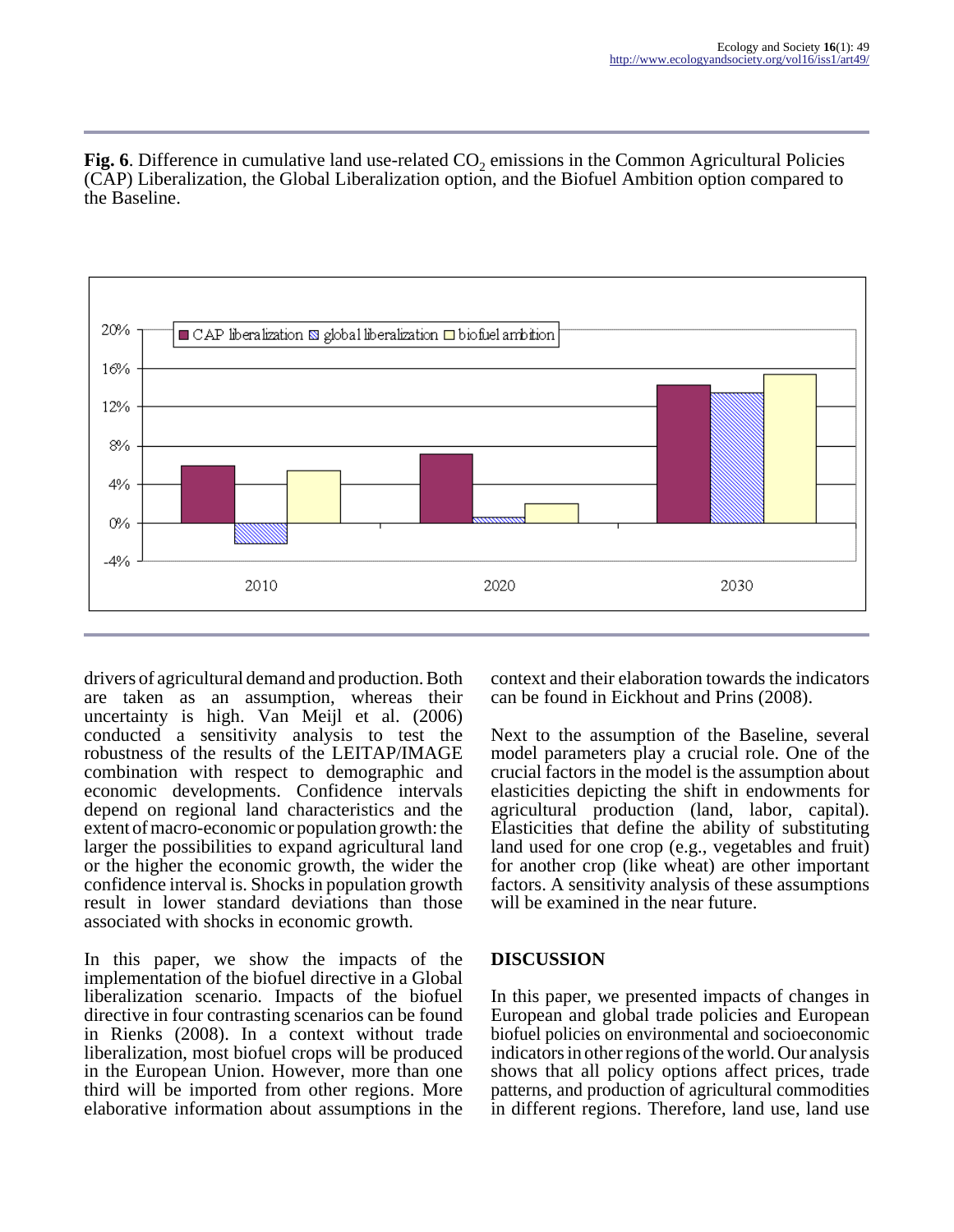**Fig. 6**. Difference in cumulative land use-related $CO_2$ emissions in the Common Agricultural Policies (CAP) Liberalization, the Global Liberalization option, and the Biofuel Ambition option compared to the Baseline.

drivers of agricultural demand and production. Both are taken as an assumption, whereas their uncertainty is high. Van Meijl et al. (2006) conducted a sensitivity analysis to test the robustness of the results of the LEITAP/IMAGE combination with respect to demographic and economic developments. Confidence intervals depend on regional land characteristics and the extent of macro-economic or population growth: the larger the possibilities to expand agricultural land or the higher the economic growth, the wider the confidence interval is. Shocks in population growth result in lower standard deviations than those associated with shocks in economic growth.

In this paper, we show the impacts of the implementation of the biofuel directive in a Global liberalization scenario. Impacts of the biofuel directive in four contrasting scenarios can be found in Rienks (2008). In a context without trade liberalization, most biofuel crops will be produced in the European Union. However, more than one third will be imported from other regions. More elaborative information about assumptions in the context and their elaboration towards the indicators can be found in Eickhout and Prins (2008).

Next to the assumption of the Baseline, several model parameters play a crucial role. One of the crucial factors in the model is the assumption about elasticities depicting the shift in endowments for agricultural production (land, labor, capital). Elasticities that define the ability of substituting land used for one crop (e.g., vegetables and fruit) for another crop (like wheat) are other important factors. A sensitivity analysis of these assumptions will be examined in the near future.

## DISCUSSION

In this paper, we presented impacts of changes in European and global trade policies and European biofuel policies on environmental and socioeconomic indicators in other regions of the world. Our analysis shows that all policy options affect prices, trade patterns, and production of agricultural commodities in different regions. Therefore, land use, land use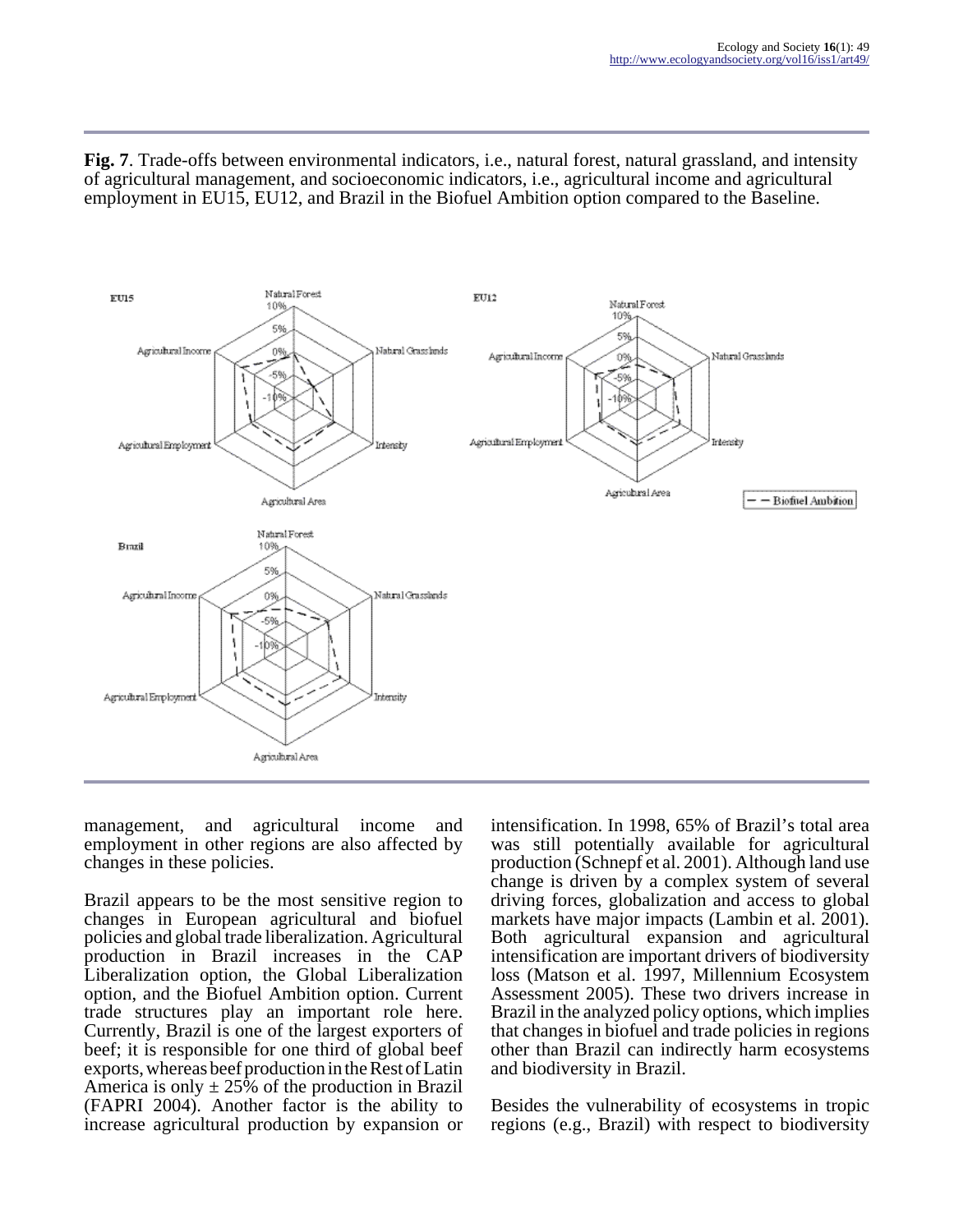**Fig. 7**. Trade-offs between environmental indicators, i.e., natural forest, natural grassland, and intensity of agricultural management, and socioeconomic indicators, i.e., agricultural income and agricultural employment in EU15, EU12, and Brazil in the Biofuel Ambition option compared to the Baseline.

management, and agricultural income and employment in other regions are also affected by changes in these policies.

Brazil appears to be the most sensitive region to changes in European agricultural and biofuel policies and global trade liberalization. Agricultural production in Brazil increases in the CAP Liberalization option, the Global Liberalization option, and the Biofuel Ambition option. Current trade structures play an important role here. Currently, Brazil is one of the largest exporters of beef; it is responsible for one third of global beef exports, whereas beef production in the Rest of Latin America is only ± 25% of the production in Brazil (FAPRI 2004). Another factor is the ability to increase agricultural production by expansion or intensification. In 1998, 65% of Brazil's total area was still potentially available for agricultural production (Schnepf et al. 2001). Although land use change is driven by a complex system of several driving forces, globalization and access to global markets have major impacts (Lambin et al. 2001). Both agricultural expansion and agricultural intensification are important drivers of biodiversity loss (Matson et al. 1997, Millennium Ecosystem Assessment 2005). These two drivers increase in Brazil in the analyzed policy options, which implies that changes in biofuel and trade policies in regions other than Brazil can indirectly harm ecosystems and biodiversity in Brazil.

Besides the vulnerability of ecosystems in tropic regions (e.g., Brazil) with respect to biodiversity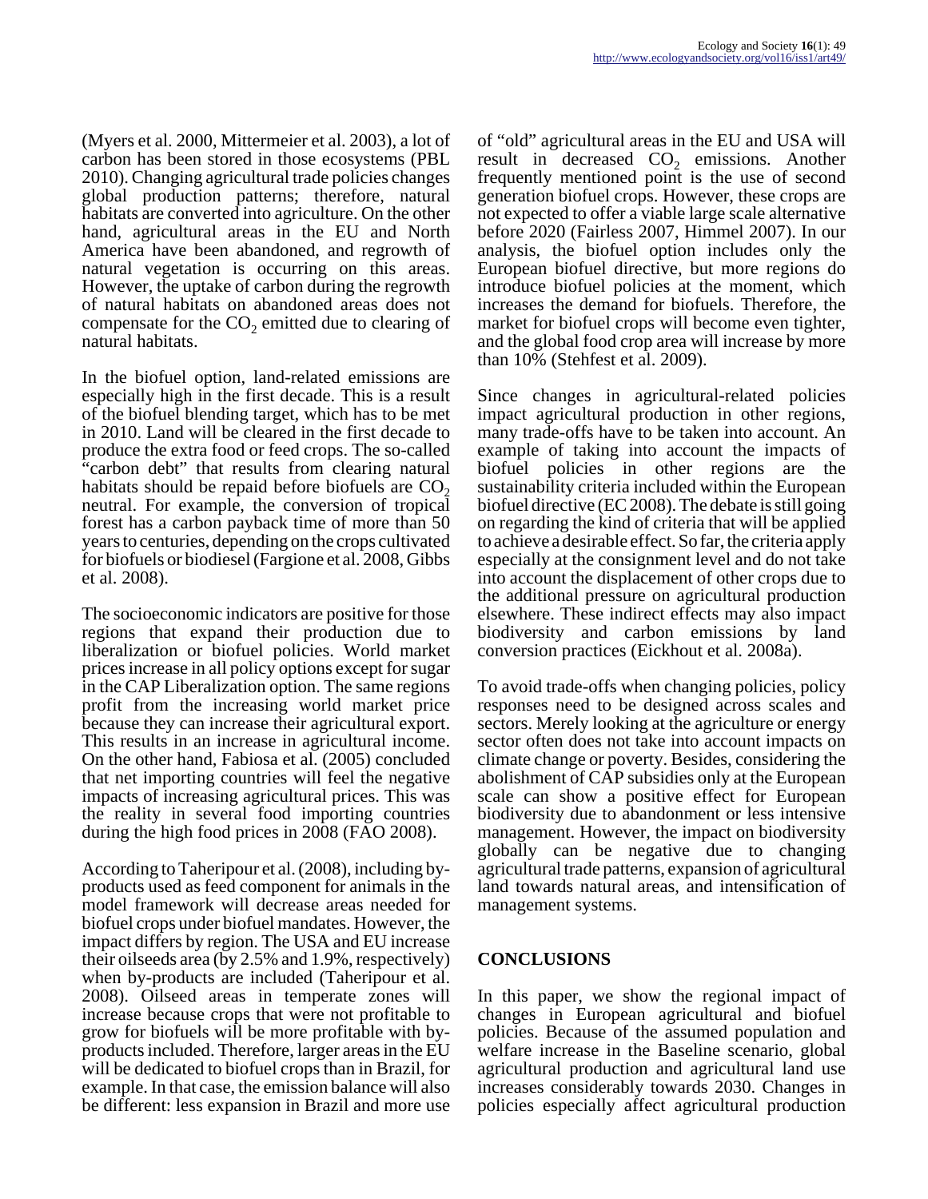(Myers et al. 2000, Mittermeier et al. 2003), a lot of carbon has been stored in those ecosystems (PBL 2010). Changing agricultural trade policies changes global production patterns; therefore, natural habitats are converted into agriculture. On the other hand, agricultural areas in the EU and North America have been abandoned, and regrowth of natural vegetation is occurring on this areas. However, the uptake of carbon during the regrowth of natural habitats on abandoned areas does not compensate for the $CO_2$ emitted due to clearing of natural habitats.

In the biofuel option, land-related emissions are especially high in the first decade. This is a result of the biofuel blending target, which has to be met in 2010. Land will be cleared in the first decade to produce the extra food or feed crops. The so-called "carbon debt" that results from clearing natural habitats should be repaid before biofuels are $CO_2$ neutral. For example, the conversion of tropical forest has a carbon payback time of more than 50 years to centuries, depending on the crops cultivated for biofuels or biodiesel (Fargione et al. 2008, Gibbs et al. 2008).

The socioeconomic indicators are positive for those regions that expand their production due to liberalization or biofuel policies. World market prices increase in all policy options except for sugar in the CAP Liberalization option. The same regions profit from the increasing world market price because they can increase their agricultural export. This results in an increase in agricultural income. On the other hand, Fabiosa et al. (2005) concluded that net importing countries will feel the negative impacts of increasing agricultural prices. This was the reality in several food importing countries during the high food prices in 2008 (FAO 2008).

According to Taheripour et al. (2008), including by-products used as feed component for animals in the model framework will decrease areas needed for biofuel crops under biofuel mandates. However, the impact differs by region. The USA and EU increase their oilseeds area (by 2.5% and 1.9%, respectively) when by-products are included (Taheripour et al. 2008). Oilseed areas in temperate zones will increase because crops that were not profitable to grow for biofuels will be more profitable with by-products included. Therefore, larger areas in the EU will be dedicated to biofuel crops than in Brazil, for example. In that case, the emission balance will also be different: less expansion in Brazil and more use of "old" agricultural areas in the EU and USA will result in decreased $CO_2$ emissions. Another frequently mentioned point is the use of second generation biofuel crops. However, these crops are not expected to offer a viable large scale alternative before 2020 (Fairless 2007, Himmel 2007). In our analysis, the biofuel option includes only the European biofuel directive, but more regions do introduce biofuel policies at the moment, which increases the demand for biofuels. Therefore, the market for biofuel crops will become even tighter, and the global food crop area will increase by more than 10% (Stehfest et al. 2009).

Since changes in agricultural-related policies impact agricultural production in other regions, many trade-offs have to be taken into account. An example of taking into account the impacts of biofuel policies in other regions are the sustainability criteria included within the European biofuel directive (EC 2008). The debate is still going on regarding the kind of criteria that will be applied to achieve a desirable effect. So far, the criteria apply especially at the consignment level and do not take into account the displacement of other crops due to the additional pressure on agricultural production elsewhere. These indirect effects may also impact biodiversity and carbon emissions by land conversion practices (Eickhout et al. 2008a).

To avoid trade-offs when changing policies, policy responses need to be designed across scales and sectors. Merely looking at the agriculture or energy sector often does not take into account impacts on climate change or poverty. Besides, considering the abolishment of CAP subsidies only at the European scale can show a positive effect for European biodiversity due to abandonment or less intensive management. However, the impact on biodiversity globally can be negative due to changing agricultural trade patterns, expansion of agricultural land towards natural areas, and intensification of management systems.

## CONCLUSIONS

In this paper, we show the regional impact of changes in European agricultural and biofuel policies. Because of the assumed population and welfare increase in the Baseline scenario, global agricultural production and agricultural land use increases considerably towards 2030. Changes in policies especially affect agricultural production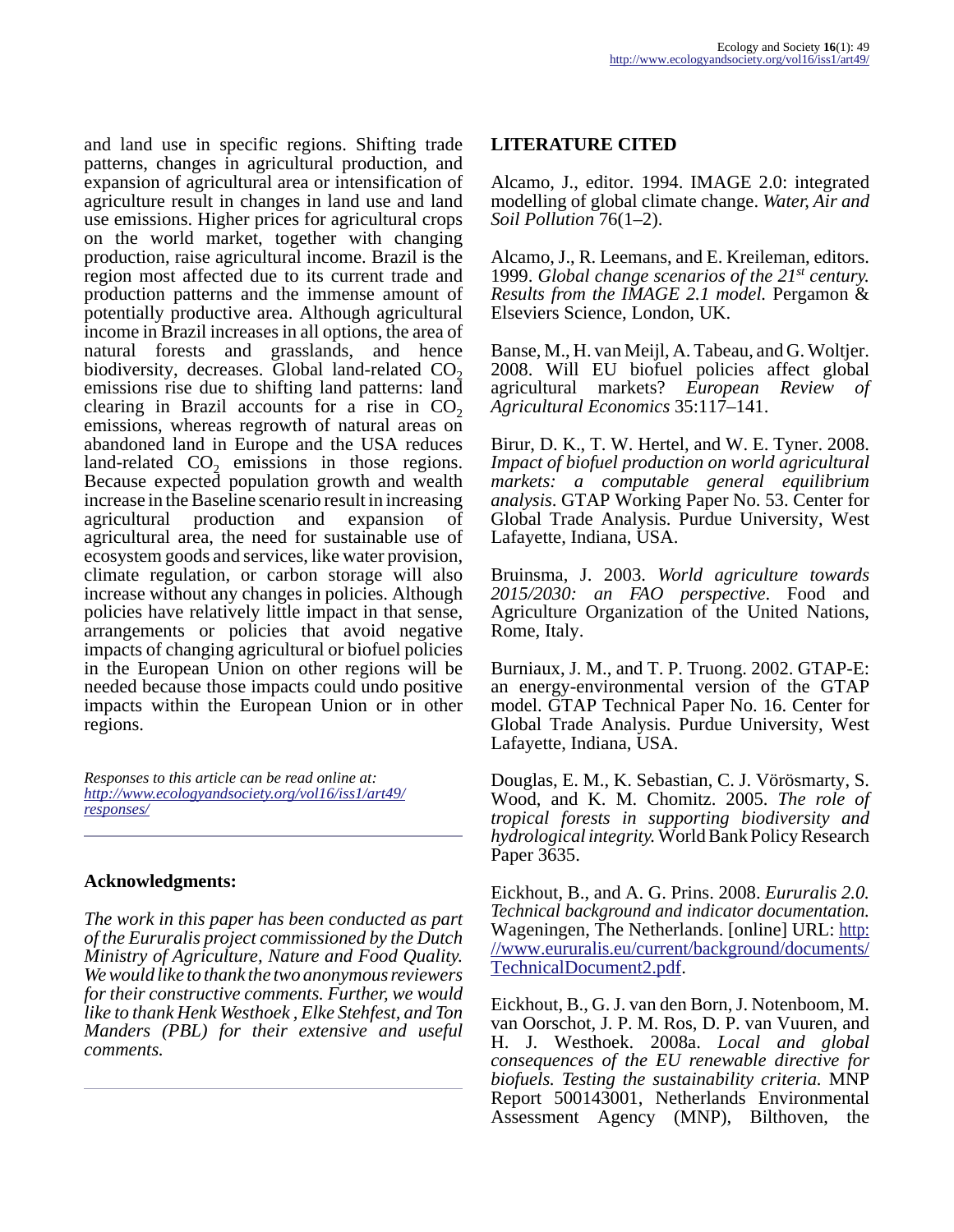and land use in specific regions. Shifting trade patterns, changes in agricultural production, and expansion of agricultural area or intensification of agriculture result in changes in land use and land use emissions. Higher prices for agricultural crops on the world market, together with changing production, raise agricultural income. Brazil is the region most affected due to its current trade and production patterns and the immense amount of potentially productive area. Although agricultural income in Brazil increases in all options, the area of natural forests and grasslands, and hence biodiversity, decreases. Global land-related $CO_2$ emissions rise due to shifting land patterns: land clearing in Brazil accounts for a rise in $CO_2$ emissions, whereas regrowth of natural areas on abandoned land in Europe and the USA reduces land-related $CO_2$ emissions in those regions. Because expected population growth and wealth increase in the Baseline scenario result in increasing agricultural production and expansion of agricultural area, the need for sustainable use of ecosystem goods and services, like water provision, climate regulation, or carbon storage will also increase without any changes in policies. Although policies have relatively little impact in that sense, arrangements or policies that avoid negative impacts of changing agricultural or biofuel policies in the European Union on other regions will be needed because those impacts could undo positive impacts within the European Union or in other regions.

*Responses to this article can be read online at:* *http://www.ecologyandsociety.org/vol16/iss1/art49/responses/*

## Acknowledgments:

*The work in this paper has been conducted as part of the Eururalis project commissioned by the Dutch Ministry of Agriculture, Nature and Food Quality. We would like to thank the two anonymous reviewers for their constructive comments. Further, we would like to thank Henk Westhoek , Elke Stehfest, and Ton Manders (PBL) for their extensive and useful comments.*

## LITERATURE CITED

Alcamo, J., editor. 1994. IMAGE 2.0: integrated modelling of global climate change. *Water, Air and Soil Pollution* 76(1–2).

Alcamo, J., R. Leemans, and E. Kreileman, editors. 1999. *Global change scenarios of the 21st century. Results from the IMAGE 2.1 model.* Pergamon & Elseviers Science, London, UK.

Banse, M., H. van Meijl, A. Tabeau, and G. Woltjer. 2008. Will EU biofuel policies affect global agricultural markets? *European Review of Agricultural Economics* 35:117–141.

Birur, D. K., T. W. Hertel, and W. E. Tyner. 2008. *Impact of biofuel production on world agricultural markets: a computable general equilibrium analysis*. GTAP Working Paper No. 53. Center for Global Trade Analysis. Purdue University, West Lafayette, Indiana, USA.

Bruinsma, J. 2003. *World agriculture towards 2015/2030: an FAO perspective*. Food and Agriculture Organization of the United Nations, Rome, Italy.

Burniaux, J. M., and T. P. Truong. 2002. GTAP-E: an energy-environmental version of the GTAP model. GTAP Technical Paper No. 16. Center for Global Trade Analysis. Purdue University, West Lafayette, Indiana, USA.

Douglas, E. M., K. Sebastian, C. J. Vörösmarty, S. Wood, and K. M. Chomitz. 2005. *The role of tropical forests in supporting biodiversity and hydrological integrity.* World Bank Policy Research Paper 3635.

Eickhout, B., and A. G. Prins. 2008. *Eururalis 2.0. Technical background and indicator documentation.* Wageningen, The Netherlands. [online] URL: http://www.eururalis.eu/current/background/documents/TechnicalDocument2.pdf.

Eickhout, B., G. J. van den Born, J. Notenboom, M. van Oorschot, J. P. M. Ros, D. P. van Vuuren, and H. J. Westhoek. 2008a. *Local and global consequences of the EU renewable directive for biofuels. Testing the sustainability criteria.* MNP Report 500143001, Netherlands Environmental Assessment Agency (MNP), Bilthoven, the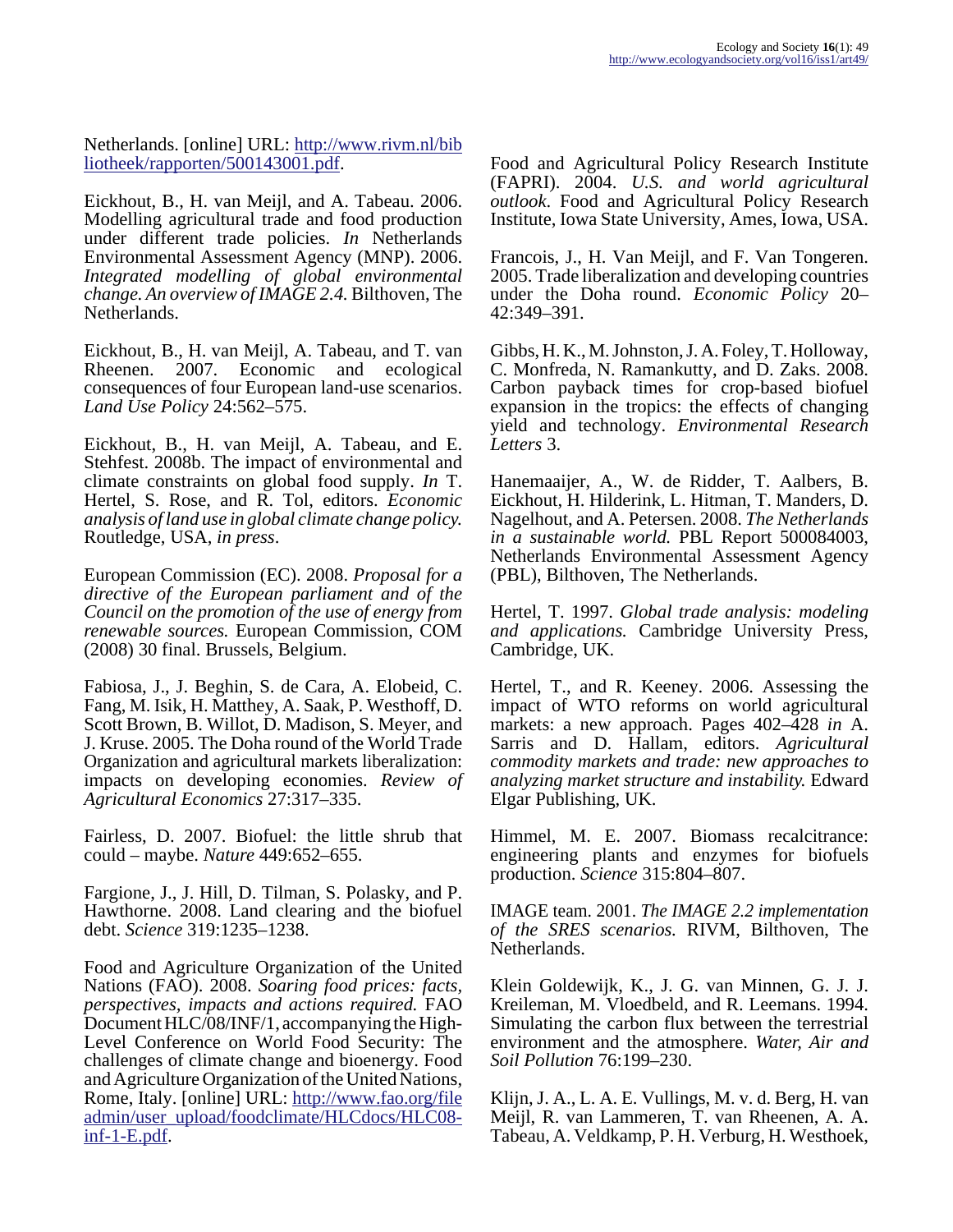Netherlands. [online] URL: http://www.rivm.nl/bibliotheek/rapporten/500143001.pdf.

Eickhout, B., H. van Meijl, and A. Tabeau. 2006. Modelling agricultural trade and food production under different trade policies. *In* Netherlands Environmental Assessment Agency (MNP). 2006. *Integrated modelling of global environmental change. An overview of IMAGE 2.4.* Bilthoven, The Netherlands.

Eickhout, B., H. van Meijl, A. Tabeau, and T. van Rheenen. 2007. Economic and ecological consequences of four European land-use scenarios. *Land Use Policy* 24:562–575.

Eickhout, B., H. van Meijl, A. Tabeau, and E. Stehfest. 2008b. The impact of environmental and climate constraints on global food supply. *In* T. Hertel, S. Rose, and R. Tol, editors. *Economic analysis of land use in global climate change policy.* Routledge, USA, *in press*.

European Commission (EC). 2008. *Proposal for a directive of the European parliament and of the Council on the promotion of the use of energy from renewable sources.* European Commission, COM (2008) 30 final. Brussels, Belgium.

Fabiosa, J., J. Beghin, S. de Cara, A. Elobeid, C. Fang, M. Isik, H. Matthey, A. Saak, P. Westhoff, D. Scott Brown, B. Willot, D. Madison, S. Meyer, and J. Kruse. 2005. The Doha round of the World Trade Organization and agricultural markets liberalization: impacts on developing economies. *Review of Agricultural Economics* 27:317–335.

Fairless, D. 2007. Biofuel: the little shrub that could – maybe. *Nature* 449:652–655.

Fargione, J., J. Hill, D. Tilman, S. Polasky, and P. Hawthorne. 2008. Land clearing and the biofuel debt. *Science* 319:1235–1238.

Food and Agriculture Organization of the United Nations (FAO). 2008. *Soaring food prices: facts, perspectives, impacts and actions required.* FAO Document HLC/08/INF/1, accompanying the High-Level Conference on World Food Security: The challenges of climate change and bioenergy. Food and Agriculture Organization of the United Nations, Rome, Italy. [online] URL: http://www.fao.org/fileadmin/user_upload/foodclimate/HLCdocs/HLC08-inf-1-E.pdf.

Food and Agricultural Policy Research Institute (FAPRI). 2004. *U.S. and world agricultural outlook.* Food and Agricultural Policy Research Institute, Iowa State University, Ames, Iowa, USA.

Francois, J., H. Van Meijl, and F. Van Tongeren. 2005. Trade liberalization and developing countries under the Doha round. *Economic Policy* 20–42:349–391.

Gibbs, H. K., M. Johnston, J. A. Foley, T. Holloway, C. Monfreda, N. Ramankutty, and D. Zaks. 2008. Carbon payback times for crop-based biofuel expansion in the tropics: the effects of changing yield and technology. *Environmental Research Letters* 3.

Hanemaaijer, A., W. de Ridder, T. Aalbers, B. Eickhout, H. Hilderink, L. Hitman, T. Manders, D. Nagelhout, and A. Petersen. 2008. *The Netherlands in a sustainable world.* PBL Report 500084003, Netherlands Environmental Assessment Agency (PBL), Bilthoven, The Netherlands.

Hertel, T. 1997. *Global trade analysis: modeling and applications.* Cambridge University Press, Cambridge, UK.

Hertel, T., and R. Keeney. 2006. Assessing the impact of WTO reforms on world agricultural markets: a new approach. Pages 402–428 *in* A. Sarris and D. Hallam, editors. *Agricultural commodity markets and trade: new approaches to analyzing market structure and instability.* Edward Elgar Publishing, UK.

Himmel, M. E. 2007. Biomass recalcitrance: engineering plants and enzymes for biofuels production. *Science* 315:804–807.

IMAGE team. 2001. *The IMAGE 2.2 implementation of the SRES scenarios.* RIVM, Bilthoven, The Netherlands.

Klein Goldewijk, K., J. G. van Minnen, G. J. J. Kreileman, M. Vloedbeld, and R. Leemans. 1994. Simulating the carbon flux between the terrestrial environment and the atmosphere. *Water, Air and Soil Pollution* 76:199–230.

Klijn, J. A., L. A. E. Vullings, M. v. d. Berg, H. van Meijl, R. van Lammeren, T. van Rheenen, A. A. Tabeau, A. Veldkamp, P. H. Verburg, H. Westhoek,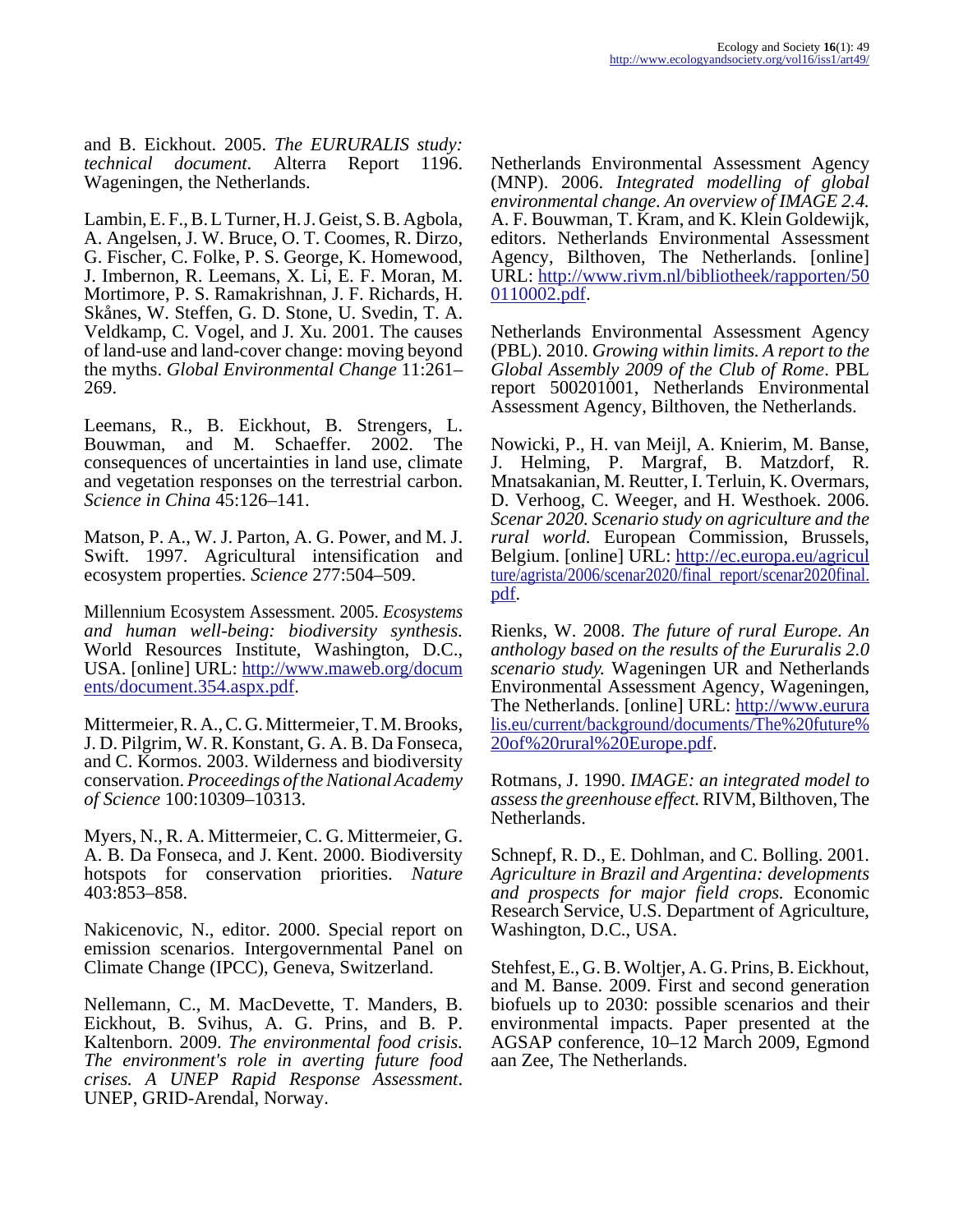and B. Eickhout. 2005. *The EURURALIS study: technical document*. Alterra Report 1196. Wageningen, the Netherlands.

Lambin, E. F., B. L Turner, H. J. Geist, S. B. Agbola, A. Angelsen, J. W. Bruce, O. T. Coomes, R. Dirzo, G. Fischer, C. Folke, P. S. George, K. Homewood, J. Imbernon, R. Leemans, X. Li, E. F. Moran, M. Mortimore, P. S. Ramakrishnan, J. F. Richards, H. Skånes, W. Steffen, G. D. Stone, U. Svedin, T. A. Veldkamp, C. Vogel, and J. Xu. 2001. The causes of land-use and land-cover change: moving beyond the myths. *Global Environmental Change* 11:261–269.

Leemans, R., B. Eickhout, B. Strengers, L. Bouwman, and M. Schaeffer. 2002. The consequences of uncertainties in land use, climate and vegetation responses on the terrestrial carbon. *Science in China* 45:126–141.

Matson, P. A., W. J. Parton, A. G. Power, and M. J. Swift. 1997. Agricultural intensification and ecosystem properties. *Science* 277:504–509.

Millennium Ecosystem Assessment. 2005. *Ecosystems and human well-being: biodiversity synthesis.* World Resources Institute, Washington, D.C., USA. [online] URL: http://www.maweb.org/documents/document.354.aspx.pdf.

Mittermeier, R. A., C. G. Mittermeier, T. M. Brooks, J. D. Pilgrim, W. R. Konstant, G. A. B. Da Fonseca, and C. Kormos. 2003. Wilderness and biodiversity conservation. *Proceedings of the National Academy of Science* 100:10309–10313.

Myers, N., R. A. Mittermeier, C. G. Mittermeier, G. A. B. Da Fonseca, and J. Kent. 2000. Biodiversity hotspots for conservation priorities. *Nature* 403:853–858.

Nakicenovic, N., editor. 2000. Special report on emission scenarios. Intergovernmental Panel on Climate Change (IPCC), Geneva, Switzerland.

Nellemann, C., M. MacDevette, T. Manders, B. Eickhout, B. Svihus, A. G. Prins, and B. P. Kaltenborn. 2009. *The environmental food crisis. The environment's role in averting future food crises. A UNEP Rapid Response Assessment*. UNEP, GRID-Arendal, Norway.

Netherlands Environmental Assessment Agency (MNP). 2006. *Integrated modelling of global environmental change. An overview of IMAGE 2.4.* A. F. Bouwman, T. Kram, and K. Klein Goldewijk, editors. Netherlands Environmental Assessment Agency, Bilthoven, The Netherlands. [online] URL: http://www.rivm.nl/bibliotheek/rapporten/500110002.pdf.

Netherlands Environmental Assessment Agency (PBL). 2010. *Growing within limits. A report to the Global Assembly 2009 of the Club of Rome*. PBL report 500201001, Netherlands Environmental Assessment Agency, Bilthoven, the Netherlands.

Nowicki, P., H. van Meijl, A. Knierim, M. Banse, J. Helming, P. Margraf, B. Matzdorf, R. Mnatsakanian, M. Reutter, I. Terluin, K. Overmars, D. Verhoog, C. Weeger, and H. Westhoek. 2006. *Scenar 2020. Scenario study on agriculture and the rural world.* European Commission, Brussels, Belgium. [online] URL: http://ec.europa.eu/agriculture/agrista/2006/scenar2020/final_report/scenar2020final.pdf.

Rienks, W. 2008. *The future of rural Europe. An anthology based on the results of the Eururalis 2.0 scenario study.* Wageningen UR and Netherlands Environmental Assessment Agency, Wageningen, The Netherlands. [online] URL: http://www.eururalis.eu/current/background/documents/The%20future%20of%20rural%20Europe.pdf.

Rotmans, J. 1990. *IMAGE: an integrated model to assess the greenhouse effect.* RIVM, Bilthoven, The Netherlands.

Schnepf, R. D., E. Dohlman, and C. Bolling. 2001. *Agriculture in Brazil and Argentina: developments and prospects for major field crops.* Economic Research Service, U.S. Department of Agriculture, Washington, D.C., USA.

Stehfest, E., G. B. Woltjer, A. G. Prins, B. Eickhout, and M. Banse. 2009. First and second generation biofuels up to 2030: possible scenarios and their environmental impacts. Paper presented at the AGSAP conference, 10–12 March 2009, Egmond aan Zee, The Netherlands.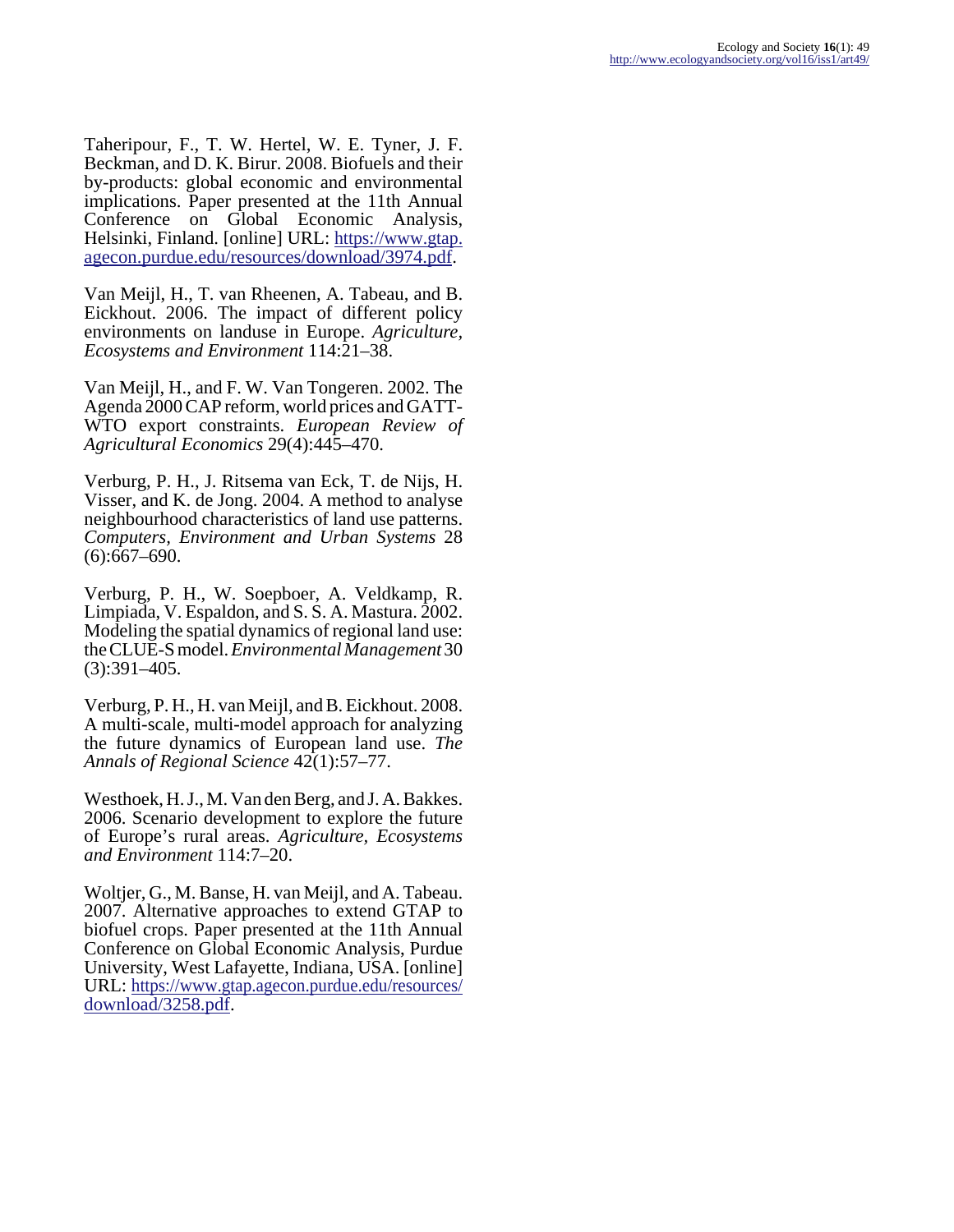Taheripour, F., T. W. Hertel, W. E. Tyner, J. F. Beckman, and D. K. Birur. 2008. Biofuels and their by-products: global economic and environmental implications. Paper presented at the 11th Annual Conference on Global Economic Analysis, Helsinki, Finland. [online] URL: https://www.gtap.agecon.purdue.edu/resources/download/3974.pdf.

Van Meijl, H., T. van Rheenen, A. Tabeau, and B. Eickhout. 2006. The impact of different policy environments on landuse in Europe. *Agriculture, Ecosystems and Environment* 114:21–38.

Van Meijl, H., and F. W. Van Tongeren. 2002. The Agenda 2000 CAP reform, world prices and GATT-WTO export constraints. *European Review of Agricultural Economics* 29(4):445–470.

Verburg, P. H., J. Ritsema van Eck, T. de Nijs, H. Visser, and K. de Jong. 2004. A method to analyse neighbourhood characteristics of land use patterns. *Computers, Environment and Urban Systems* 28 (6):667–690.

Verburg, P. H., W. Soepboer, A. Veldkamp, R. Limpiada, V. Espaldon, and S. S. A. Mastura. 2002. Modeling the spatial dynamics of regional land use: the CLUE-S model. *Environmental Management* 30 (3):391–405.

Verburg, P. H., H. van Meijl, and B. Eickhout. 2008. A multi-scale, multi-model approach for analyzing the future dynamics of European land use. *The Annals of Regional Science* 42(1):57–77.

Westhoek, H. J., M. Van den Berg, and J. A. Bakkes. 2006. Scenario development to explore the future of Europe's rural areas. *Agriculture, Ecosystems and Environment* 114:7–20.

Woltjer, G., M. Banse, H. van Meijl, and A. Tabeau. 2007. Alternative approaches to extend GTAP to biofuel crops. Paper presented at the 11th Annual Conference on Global Economic Analysis, Purdue University, West Lafayette, Indiana, USA. [online] URL: https://www.gtap.agecon.purdue.edu/resources/download/3258.pdf.